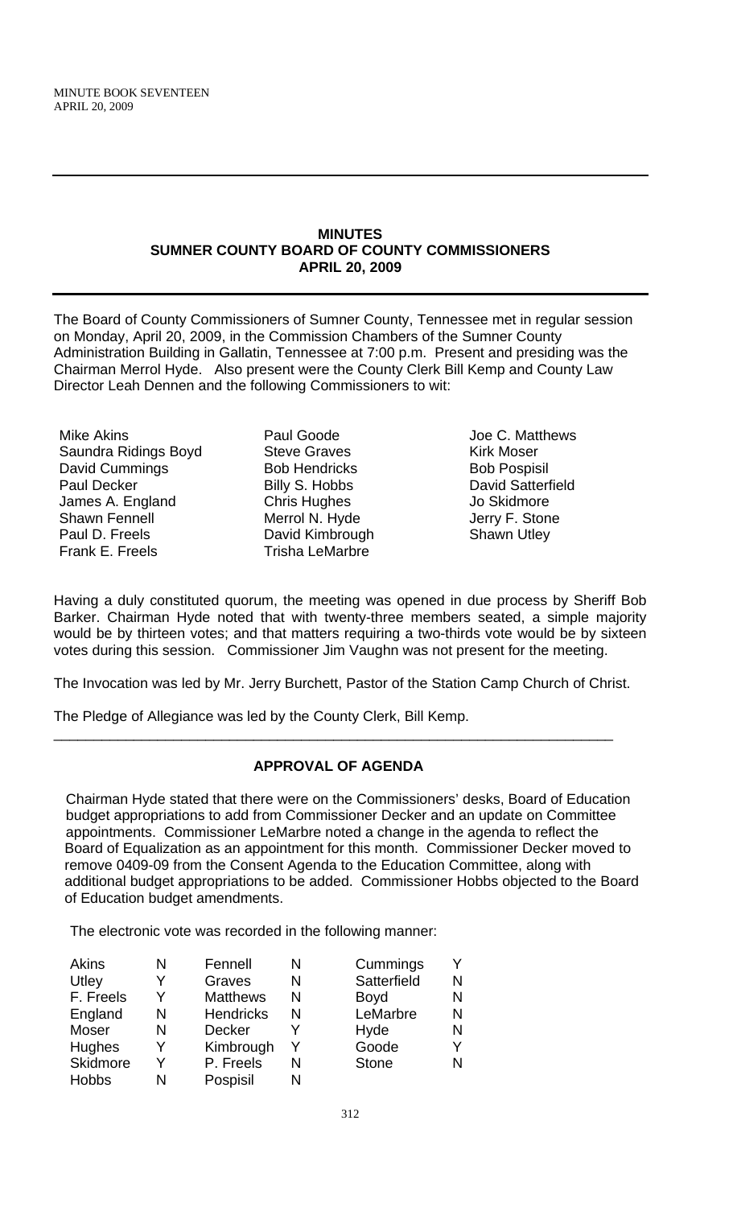MINUTE BOOK SEVENTEEN
APRIL 20, 2009

---

# MINUTES
## SUMNER COUNTY BOARD OF COUNTY COMMISSIONERS
## APRIL 20, 2009

---

The Board of County Commissioners of Sumner County, Tennessee met in regular session on Monday, April 20, 2009, in the Commission Chambers of the Sumner County Administration Building in Gallatin, Tennessee at 7:00 p.m. Present and presiding was the Chairman Merrol Hyde. Also present were the County Clerk Bill Kemp and County Law Director Leah Dennen and the following Commissioners to wit:

| | | |
|---|---|---|
| Mike Akins | Paul Goode | Joe C. Matthews |
| Saundra Ridings Boyd | Steve Graves | Kirk Moser |
| David Cummings | Bob Hendricks | Bob Pospisil |
| Paul Decker | Billy S. Hobbs | David Satterfield |
| James A. England | Chris Hughes | Jo Skidmore |
| Shawn Fennell | Merrol N. Hyde | Jerry F. Stone |
| Paul D. Freels | David Kimbrough | Shawn Utley |
| Frank E. Freels | Trisha LeMarbre | |

Having a duly constituted quorum, the meeting was opened in due process by Sheriff Bob Barker. Chairman Hyde noted that with twenty-three members seated, a simple majority would be by thirteen votes; and that matters requiring a two-thirds vote would be by sixteen votes during this session. Commissioner Jim Vaughn was not present for the meeting.

The Invocation was led by Mr. Jerry Burchett, Pastor of the Station Camp Church of Christ.

The Pledge of Allegiance was led by the County Clerk, Bill Kemp.

---

### APPROVAL OF AGENDA

Chairman Hyde stated that there were on the Commissioners' desks, Board of Education budget appropriations to add from Commissioner Decker and an update on Committee appointments. Commissioner LeMarbre noted a change in the agenda to reflect the Board of Equalization as an appointment for this month. Commissioner Decker moved to remove 0409-09 from the Consent Agenda to the Education Committee, along with additional budget appropriations to be added. Commissioner Hobbs objected to the Board of Education budget amendments.

The electronic vote was recorded in the following manner:

| | | | | | |
|---|---|---|---|---|---|
| Akins | N | Fennell | N | Cummings | Y |
| Utley | Y | Graves | N | Satterfield | N |
| F. Freels | Y | Matthews | N | Boyd | N |
| England | N | Hendricks | N | LeMarbre | N |
| Moser | N | Decker | Y | Hyde | N |
| Hughes | Y | Kimbrough | Y | Goode | Y |
| Skidmore | Y | P. Freels | N | Stone | N |
| Hobbs | N | Pospisil | N | | |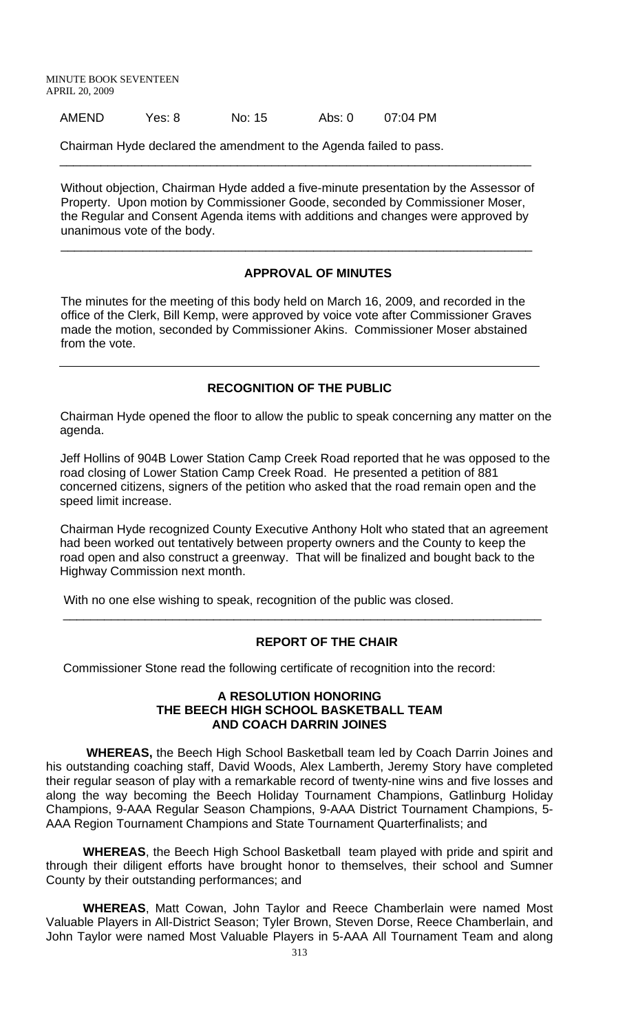AMEND Yes: 8 No: 15 Abs: 0 07:04 PM

Chairman Hyde declared the amendment to the Agenda failed to pass.

---

Without objection, Chairman Hyde added a five-minute presentation by the Assessor of Property. Upon motion by Commissioner Goode, seconded by Commissioner Moser, the Regular and Consent Agenda items with additions and changes were approved by unanimous vote of the body.

---

## APPROVAL OF MINUTES

The minutes for the meeting of this body held on March 16, 2009, and recorded in the office of the Clerk, Bill Kemp, were approved by voice vote after Commissioner Graves made the motion, seconded by Commissioner Akins. Commissioner Moser abstained from the vote.

---

## RECOGNITION OF THE PUBLIC

Chairman Hyde opened the floor to allow the public to speak concerning any matter on the agenda.

Jeff Hollins of 904B Lower Station Camp Creek Road reported that he was opposed to the road closing of Lower Station Camp Creek Road. He presented a petition of 881 concerned citizens, signers of the petition who asked that the road remain open and the speed limit increase.

Chairman Hyde recognized County Executive Anthony Holt who stated that an agreement had been worked out tentatively between property owners and the County to keep the road open and also construct a greenway. That will be finalized and bought back to the Highway Commission next month.

With no one else wishing to speak, recognition of the public was closed.

---

## REPORT OF THE CHAIR

Commissioner Stone read the following certificate of recognition into the record:

### A RESOLUTION HONORING THE BEECH HIGH SCHOOL BASKETBALL TEAM AND COACH DARRIN JOINES

**WHEREAS,** the Beech High School Basketball team led by Coach Darrin Joines and his outstanding coaching staff, David Woods, Alex Lamberth, Jeremy Story have completed their regular season of play with a remarkable record of twenty-nine wins and five losses and along the way becoming the Beech Holiday Tournament Champions, Gatlinburg Holiday Champions, 9-AAA Regular Season Champions, 9-AAA District Tournament Champions, 5-AAA Region Tournament Champions and State Tournament Quarterfinalists; and

**WHEREAS**, the Beech High School Basketball team played with pride and spirit and through their diligent efforts have brought honor to themselves, their school and Sumner County by their outstanding performances; and

**WHEREAS**, Matt Cowan, John Taylor and Reece Chamberlain were named Most Valuable Players in All-District Season; Tyler Brown, Steven Dorse, Reece Chamberlain, and John Taylor were named Most Valuable Players in 5-AAA All Tournament Team and along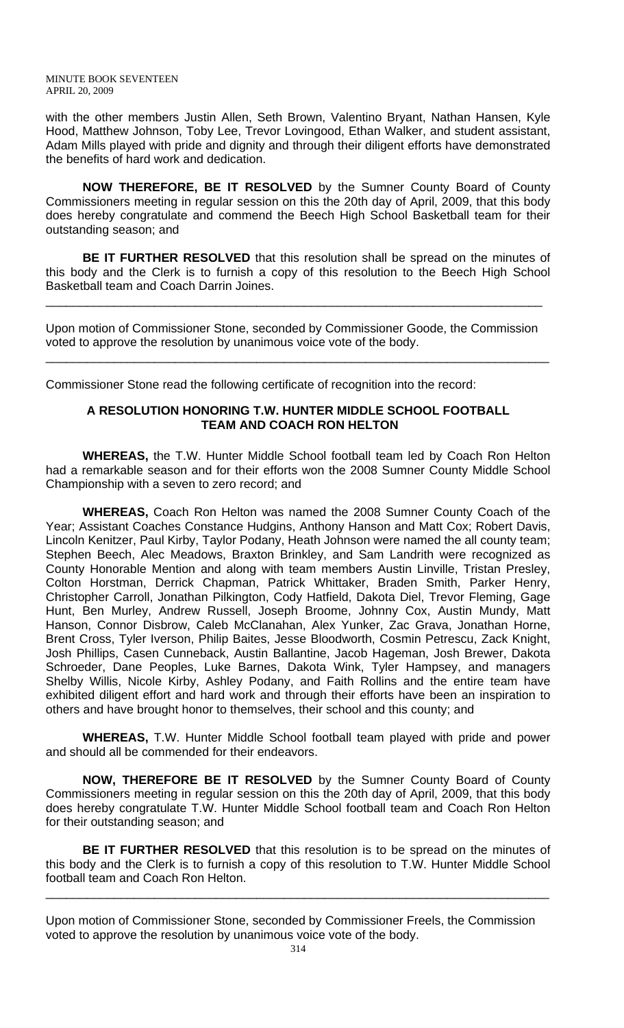with the other members Justin Allen, Seth Brown, Valentino Bryant, Nathan Hansen, Kyle Hood, Matthew Johnson, Toby Lee, Trevor Lovingood, Ethan Walker, and student assistant, Adam Mills played with pride and dignity and through their diligent efforts have demonstrated the benefits of hard work and dedication.

**NOW THEREFORE, BE IT RESOLVED** by the Sumner County Board of County Commissioners meeting in regular session on this the 20th day of April, 2009, that this body does hereby congratulate and commend the Beech High School Basketball team for their outstanding season; and

**BE IT FURTHER RESOLVED** that this resolution shall be spread on the minutes of this body and the Clerk is to furnish a copy of this resolution to the Beech High School Basketball team and Coach Darrin Joines.

---

Upon motion of Commissioner Stone, seconded by Commissioner Goode, the Commission voted to approve the resolution by unanimous voice vote of the body.

---

Commissioner Stone read the following certificate of recognition into the record:

**A RESOLUTION HONORING T.W. HUNTER MIDDLE SCHOOL FOOTBALL TEAM AND COACH RON HELTON**

**WHEREAS,** the T.W. Hunter Middle School football team led by Coach Ron Helton had a remarkable season and for their efforts won the 2008 Sumner County Middle School Championship with a seven to zero record; and

**WHEREAS,** Coach Ron Helton was named the 2008 Sumner County Coach of the Year; Assistant Coaches Constance Hudgins, Anthony Hanson and Matt Cox; Robert Davis, Lincoln Kenitzer, Paul Kirby, Taylor Podany, Heath Johnson were named the all county team; Stephen Beech, Alec Meadows, Braxton Brinkley, and Sam Landrith were recognized as County Honorable Mention and along with team members Austin Linville, Tristan Presley, Colton Horstman, Derrick Chapman, Patrick Whittaker, Braden Smith, Parker Henry, Christopher Carroll, Jonathan Pilkington, Cody Hatfield, Dakota Diel, Trevor Fleming, Gage Hunt, Ben Murley, Andrew Russell, Joseph Broome, Johnny Cox, Austin Mundy, Matt Hanson, Connor Disbrow, Caleb McClanahan, Alex Yunker, Zac Grava, Jonathan Horne, Brent Cross, Tyler Iverson, Philip Baites, Jesse Bloodworth, Cosmin Petrescu, Zack Knight, Josh Phillips, Casen Cunneback, Austin Ballantine, Jacob Hageman, Josh Brewer, Dakota Schroeder, Dane Peoples, Luke Barnes, Dakota Wink, Tyler Hampsey, and managers Shelby Willis, Nicole Kirby, Ashley Podany, and Faith Rollins and the entire team have exhibited diligent effort and hard work and through their efforts have been an inspiration to others and have brought honor to themselves, their school and this county; and

**WHEREAS,** T.W. Hunter Middle School football team played with pride and power and should all be commended for their endeavors.

**NOW, THEREFORE BE IT RESOLVED** by the Sumner County Board of County Commissioners meeting in regular session on this the 20th day of April, 2009, that this body does hereby congratulate T.W. Hunter Middle School football team and Coach Ron Helton for their outstanding season; and

**BE IT FURTHER RESOLVED** that this resolution is to be spread on the minutes of this body and the Clerk is to furnish a copy of this resolution to T.W. Hunter Middle School football team and Coach Ron Helton.

---

Upon motion of Commissioner Stone, seconded by Commissioner Freels, the Commission voted to approve the resolution by unanimous voice vote of the body.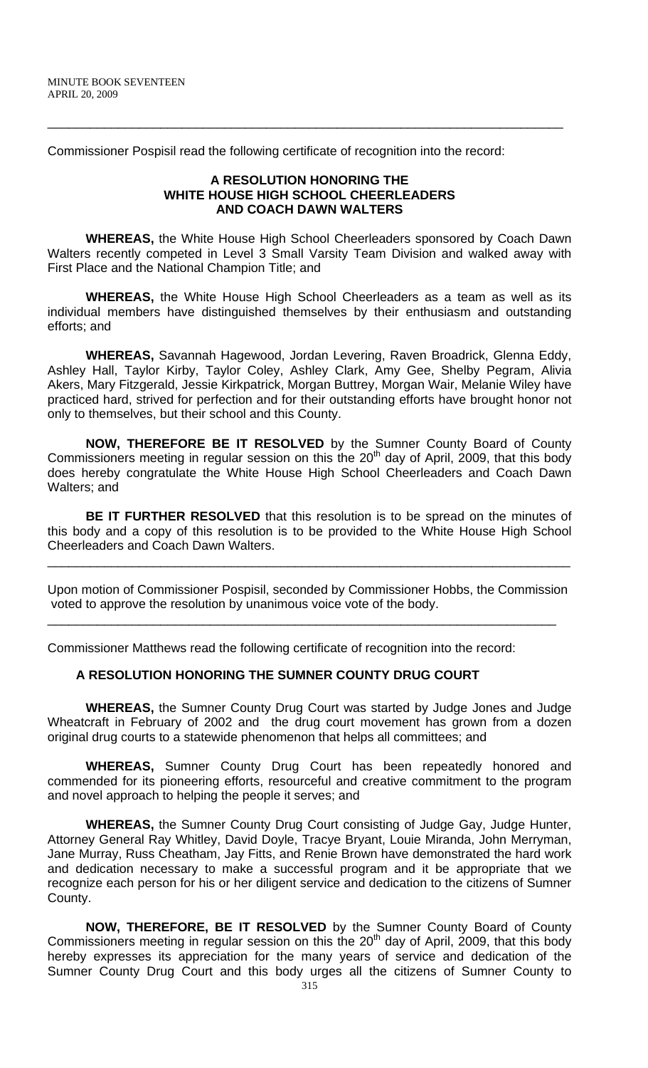Commissioner Pospisil read the following certificate of recognition into the record:

**A RESOLUTION HONORING THE WHITE HOUSE HIGH SCHOOL CHEERLEADERS AND COACH DAWN WALTERS**

**WHEREAS,** the White House High School Cheerleaders sponsored by Coach Dawn Walters recently competed in Level 3 Small Varsity Team Division and walked away with First Place and the National Champion Title; and

**WHEREAS,** the White House High School Cheerleaders as a team as well as its individual members have distinguished themselves by their enthusiasm and outstanding efforts; and

**WHEREAS,** Savannah Hagewood, Jordan Levering, Raven Broadrick, Glenna Eddy, Ashley Hall, Taylor Kirby, Taylor Coley, Ashley Clark, Amy Gee, Shelby Pegram, Alivia Akers, Mary Fitzgerald, Jessie Kirkpatrick, Morgan Buttrey, Morgan Wair, Melanie Wiley have practiced hard, strived for perfection and for their outstanding efforts have brought honor not only to themselves, but their school and this County.

**NOW, THEREFORE BE IT RESOLVED** by the Sumner County Board of County Commissioners meeting in regular session on this the 20th day of April, 2009, that this body does hereby congratulate the White House High School Cheerleaders and Coach Dawn Walters; and

**BE IT FURTHER RESOLVED** that this resolution is to be spread on the minutes of this body and a copy of this resolution is to be provided to the White House High School Cheerleaders and Coach Dawn Walters.

---

Upon motion of Commissioner Pospisil, seconded by Commissioner Hobbs, the Commission voted to approve the resolution by unanimous voice vote of the body.

---

Commissioner Matthews read the following certificate of recognition into the record:

**A RESOLUTION HONORING THE SUMNER COUNTY DRUG COURT**

**WHEREAS,** the Sumner County Drug Court was started by Judge Jones and Judge Wheatcraft in February of 2002 and the drug court movement has grown from a dozen original drug courts to a statewide phenomenon that helps all committees; and

**WHEREAS,** Sumner County Drug Court has been repeatedly honored and commended for its pioneering efforts, resourceful and creative commitment to the program and novel approach to helping the people it serves; and

**WHEREAS,** the Sumner County Drug Court consisting of Judge Gay, Judge Hunter, Attorney General Ray Whitley, David Doyle, Tracye Bryant, Louie Miranda, John Merryman, Jane Murray, Russ Cheatham, Jay Fitts, and Renie Brown have demonstrated the hard work and dedication necessary to make a successful program and it be appropriate that we recognize each person for his or her diligent service and dedication to the citizens of Sumner County.

**NOW, THEREFORE, BE IT RESOLVED** by the Sumner County Board of County Commissioners meeting in regular session on this the 20th day of April, 2009, that this body hereby expresses its appreciation for the many years of service and dedication of the Sumner County Drug Court and this body urges all the citizens of Sumner County to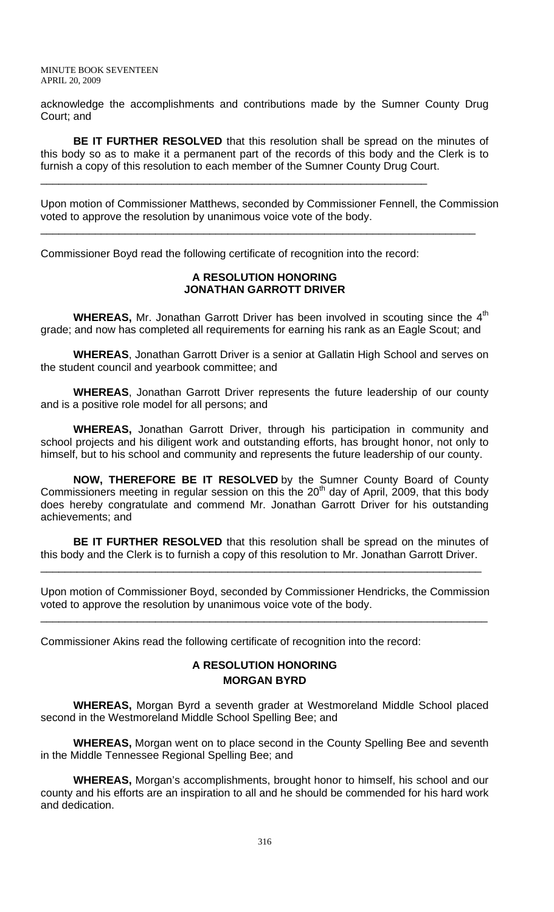acknowledge the accomplishments and contributions made by the Sumner County Drug Court; and

**BE IT FURTHER RESOLVED** that this resolution shall be spread on the minutes of this body so as to make it a permanent part of the records of this body and the Clerk is to furnish a copy of this resolution to each member of the Sumner County Drug Court.

---

Upon motion of Commissioner Matthews, seconded by Commissioner Fennell, the Commission voted to approve the resolution by unanimous voice vote of the body.

---

Commissioner Boyd read the following certificate of recognition into the record:

**A RESOLUTION HONORING**
**JONATHAN GARROTT DRIVER**

**WHEREAS,** Mr. Jonathan Garrott Driver has been involved in scouting since the 4th grade; and now has completed all requirements for earning his rank as an Eagle Scout; and

**WHEREAS**, Jonathan Garrott Driver is a senior at Gallatin High School and serves on the student council and yearbook committee; and

**WHEREAS**, Jonathan Garrott Driver represents the future leadership of our county and is a positive role model for all persons; and

**WHEREAS,** Jonathan Garrott Driver, through his participation in community and school projects and his diligent work and outstanding efforts, has brought honor, not only to himself, but to his school and community and represents the future leadership of our county.

**NOW, THEREFORE BE IT RESOLVED** by the Sumner County Board of County Commissioners meeting in regular session on this the 20th day of April, 2009, that this body does hereby congratulate and commend Mr. Jonathan Garrott Driver for his outstanding achievements; and

**BE IT FURTHER RESOLVED** that this resolution shall be spread on the minutes of this body and the Clerk is to furnish a copy of this resolution to Mr. Jonathan Garrott Driver.

---

Upon motion of Commissioner Boyd, seconded by Commissioner Hendricks, the Commission voted to approve the resolution by unanimous voice vote of the body.

---

Commissioner Akins read the following certificate of recognition into the record:

**A RESOLUTION HONORING**
**MORGAN BYRD**

**WHEREAS,** Morgan Byrd a seventh grader at Westmoreland Middle School placed second in the Westmoreland Middle School Spelling Bee; and

**WHEREAS,** Morgan went on to place second in the County Spelling Bee and seventh in the Middle Tennessee Regional Spelling Bee; and

**WHEREAS,** Morgan's accomplishments, brought honor to himself, his school and our county and his efforts are an inspiration to all and he should be commended for his hard work and dedication.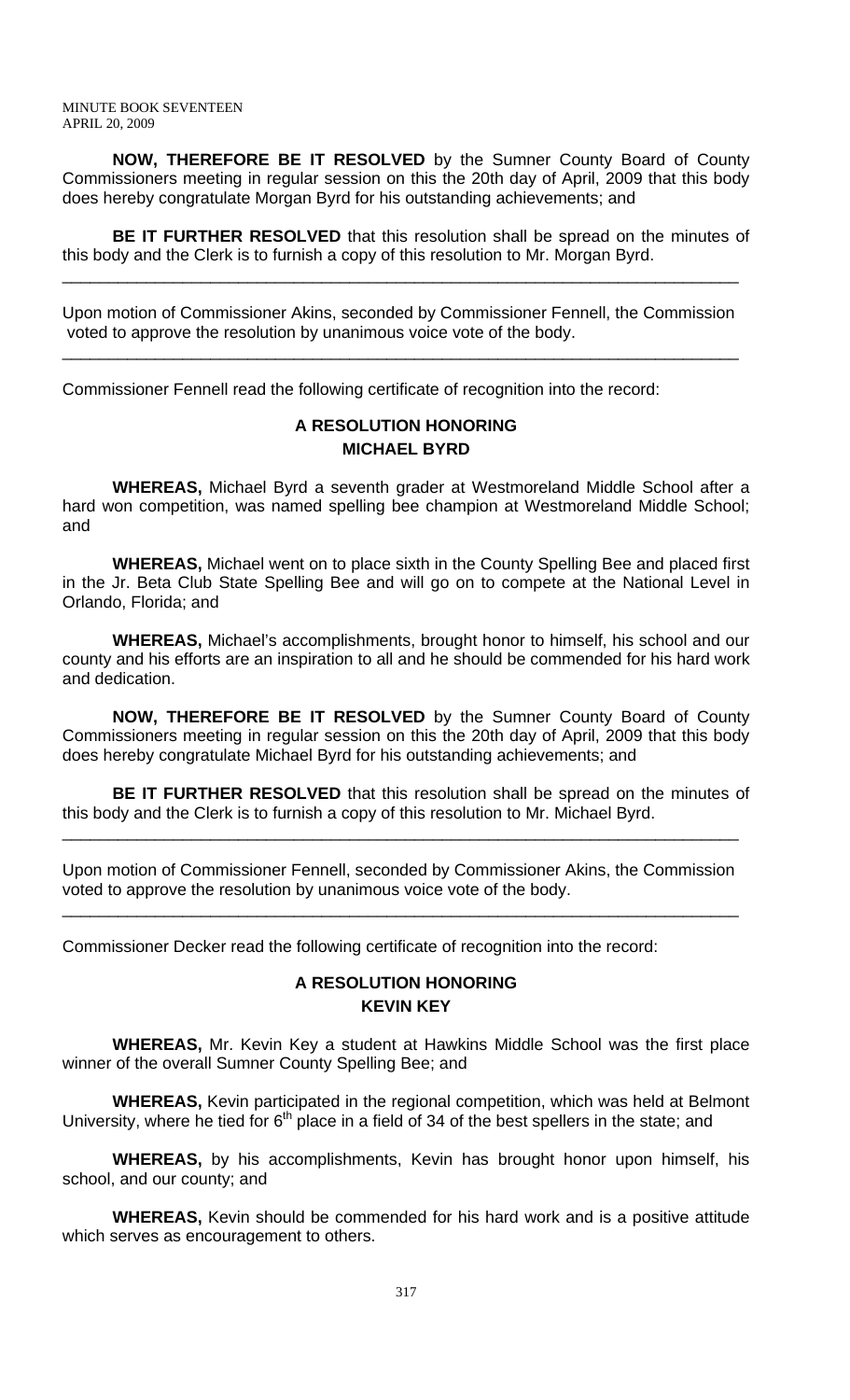**NOW, THEREFORE BE IT RESOLVED** by the Sumner County Board of County Commissioners meeting in regular session on this the 20th day of April, 2009 that this body does hereby congratulate Morgan Byrd for his outstanding achievements; and

**BE IT FURTHER RESOLVED** that this resolution shall be spread on the minutes of this body and the Clerk is to furnish a copy of this resolution to Mr. Morgan Byrd.

---

Upon motion of Commissioner Akins, seconded by Commissioner Fennell, the Commission voted to approve the resolution by unanimous voice vote of the body.

---

Commissioner Fennell read the following certificate of recognition into the record:

**A RESOLUTION HONORING
MICHAEL BYRD**

**WHEREAS,** Michael Byrd a seventh grader at Westmoreland Middle School after a hard won competition, was named spelling bee champion at Westmoreland Middle School; and

**WHEREAS,** Michael went on to place sixth in the County Spelling Bee and placed first in the Jr. Beta Club State Spelling Bee and will go on to compete at the National Level in Orlando, Florida; and

**WHEREAS,** Michael's accomplishments, brought honor to himself, his school and our county and his efforts are an inspiration to all and he should be commended for his hard work and dedication.

**NOW, THEREFORE BE IT RESOLVED** by the Sumner County Board of County Commissioners meeting in regular session on this the 20th day of April, 2009 that this body does hereby congratulate Michael Byrd for his outstanding achievements; and

**BE IT FURTHER RESOLVED** that this resolution shall be spread on the minutes of this body and the Clerk is to furnish a copy of this resolution to Mr. Michael Byrd.

---

Upon motion of Commissioner Fennell, seconded by Commissioner Akins, the Commission voted to approve the resolution by unanimous voice vote of the body.

---

Commissioner Decker read the following certificate of recognition into the record:

**A RESOLUTION HONORING
KEVIN KEY**

**WHEREAS,** Mr. Kevin Key a student at Hawkins Middle School was the first place winner of the overall Sumner County Spelling Bee; and

**WHEREAS,** Kevin participated in the regional competition, which was held at Belmont University, where he tied for 6th place in a field of 34 of the best spellers in the state; and

**WHEREAS,** by his accomplishments, Kevin has brought honor upon himself, his school, and our county; and

**WHEREAS,** Kevin should be commended for his hard work and is a positive attitude which serves as encouragement to others.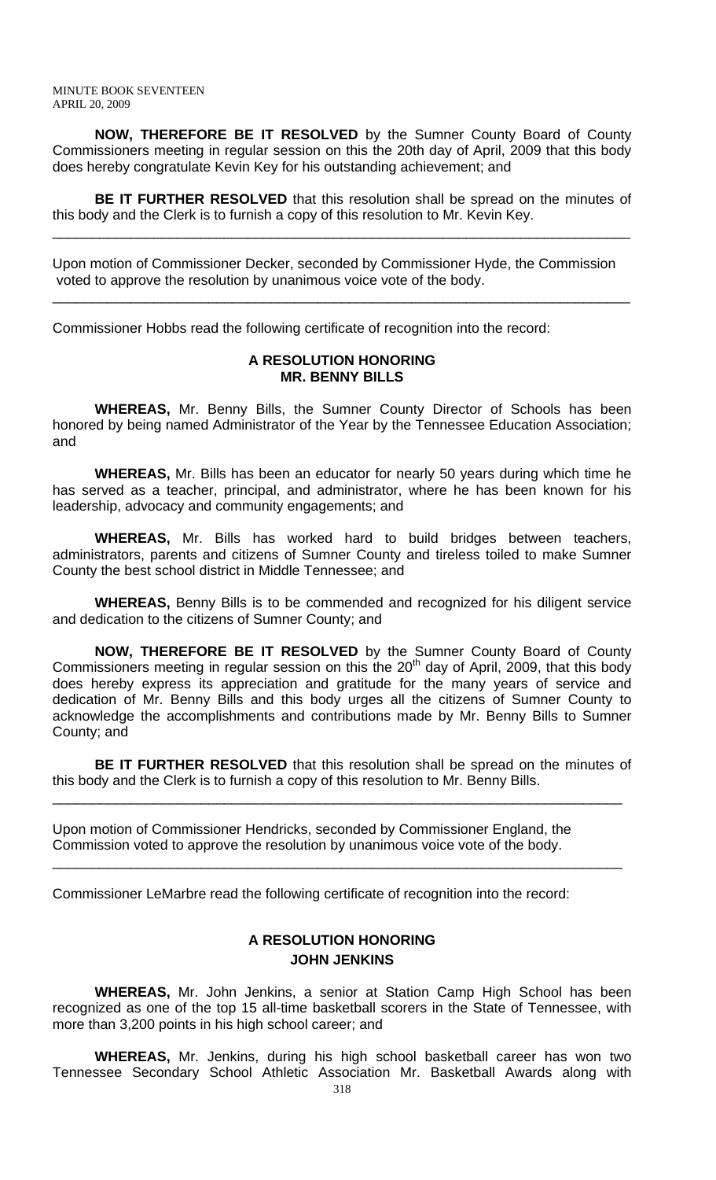**NOW, THEREFORE BE IT RESOLVED** by the Sumner County Board of County Commissioners meeting in regular session on this the 20th day of April, 2009 that this body does hereby congratulate Kevin Key for his outstanding achievement; and

**BE IT FURTHER RESOLVED** that this resolution shall be spread on the minutes of this body and the Clerk is to furnish a copy of this resolution to Mr. Kevin Key.

---

Upon motion of Commissioner Decker, seconded by Commissioner Hyde, the Commission voted to approve the resolution by unanimous voice vote of the body.

---

Commissioner Hobbs read the following certificate of recognition into the record:

**A RESOLUTION HONORING**
**MR. BENNY BILLS**

**WHEREAS,** Mr. Benny Bills, the Sumner County Director of Schools has been honored by being named Administrator of the Year by the Tennessee Education Association; and

**WHEREAS,** Mr. Bills has been an educator for nearly 50 years during which time he has served as a teacher, principal, and administrator, where he has been known for his leadership, advocacy and community engagements; and

**WHEREAS,** Mr. Bills has worked hard to build bridges between teachers, administrators, parents and citizens of Sumner County and tireless toiled to make Sumner County the best school district in Middle Tennessee; and

**WHEREAS,** Benny Bills is to be commended and recognized for his diligent service and dedication to the citizens of Sumner County; and

**NOW, THEREFORE BE IT RESOLVED** by the Sumner County Board of County Commissioners meeting in regular session on this the 20th day of April, 2009, that this body does hereby express its appreciation and gratitude for the many years of service and dedication of Mr. Benny Bills and this body urges all the citizens of Sumner County to acknowledge the accomplishments and contributions made by Mr. Benny Bills to Sumner County; and

**BE IT FURTHER RESOLVED** that this resolution shall be spread on the minutes of this body and the Clerk is to furnish a copy of this resolution to Mr. Benny Bills.

---

Upon motion of Commissioner Hendricks, seconded by Commissioner England, the Commission voted to approve the resolution by unanimous voice vote of the body.

---

Commissioner LeMarbre read the following certificate of recognition into the record:

**A RESOLUTION HONORING**
**JOHN JENKINS**

**WHEREAS,** Mr. John Jenkins, a senior at Station Camp High School has been recognized as one of the top 15 all-time basketball scorers in the State of Tennessee, with more than 3,200 points in his high school career; and

**WHEREAS,** Mr. Jenkins, during his high school basketball career has won two Tennessee Secondary School Athletic Association Mr. Basketball Awards along with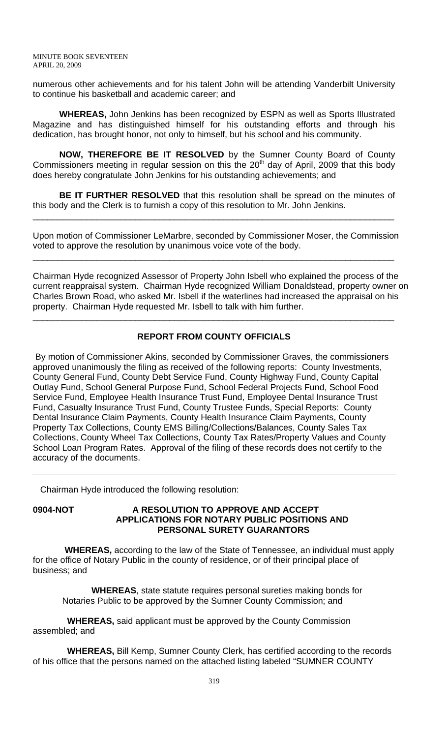numerous other achievements and for his talent John will be attending Vanderbilt University to continue his basketball and academic career; and

**WHEREAS,** John Jenkins has been recognized by ESPN as well as Sports Illustrated Magazine and has distinguished himself for his outstanding efforts and through his dedication, has brought honor, not only to himself, but his school and his community.

**NOW, THEREFORE BE IT RESOLVED** by the Sumner County Board of County Commissioners meeting in regular session on this the 20th day of April, 2009 that this body does hereby congratulate John Jenkins for his outstanding achievements; and

**BE IT FURTHER RESOLVED** that this resolution shall be spread on the minutes of this body and the Clerk is to furnish a copy of this resolution to Mr. John Jenkins.

---

Upon motion of Commissioner LeMarbre, seconded by Commissioner Moser, the Commission voted to approve the resolution by unanimous voice vote of the body.

---

Chairman Hyde recognized Assessor of Property John Isbell who explained the process of the current reappraisal system. Chairman Hyde recognized William Donaldstead, property owner on Charles Brown Road, who asked Mr. Isbell if the waterlines had increased the appraisal on his property. Chairman Hyde requested Mr. Isbell to talk with him further.

---

## REPORT FROM COUNTY OFFICIALS

By motion of Commissioner Akins, seconded by Commissioner Graves, the commissioners approved unanimously the filing as received of the following reports: County Investments, County General Fund, County Debt Service Fund, County Highway Fund, County Capital Outlay Fund, School General Purpose Fund, School Federal Projects Fund, School Food Service Fund, Employee Health Insurance Trust Fund, Employee Dental Insurance Trust Fund, Casualty Insurance Trust Fund, County Trustee Funds, Special Reports: County Dental Insurance Claim Payments, County Health Insurance Claim Payments, County Property Tax Collections, County EMS Billing/Collections/Balances, County Sales Tax Collections, County Wheel Tax Collections, County Tax Rates/Property Values and County School Loan Program Rates. Approval of the filing of these records does not certify to the accuracy of the documents.

---

Chairman Hyde introduced the following resolution:

**0904-NOT** **A RESOLUTION TO APPROVE AND ACCEPT APPLICATIONS FOR NOTARY PUBLIC POSITIONS AND PERSONAL SURETY GUARANTORS**

**WHEREAS,** according to the law of the State of Tennessee, an individual must apply for the office of Notary Public in the county of residence, or of their principal place of business; and

**WHEREAS**, state statute requires personal sureties making bonds for Notaries Public to be approved by the Sumner County Commission; and

**WHEREAS,** said applicant must be approved by the County Commission assembled; and

**WHEREAS,** Bill Kemp, Sumner County Clerk, has certified according to the records of his office that the persons named on the attached listing labeled "SUMNER COUNTY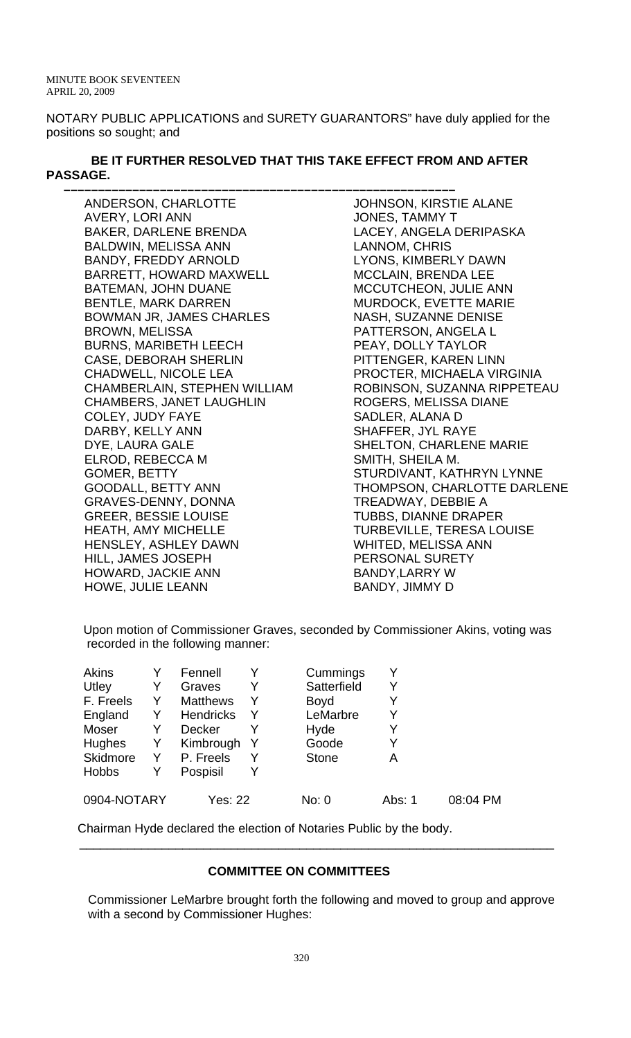NOTARY PUBLIC APPLICATIONS and SURETY GUARANTORS" have duly applied for the positions so sought; and

**BE IT FURTHER RESOLVED THAT THIS TAKE EFFECT FROM AND AFTER PASSAGE.**

---

ANDERSON, CHARLOTTE
AVERY, LORI ANN
BAKER, DARLENE BRENDA
BALDWIN, MELISSA ANN
BANDY, FREDDY ARNOLD
BARRETT, HOWARD MAXWELL
BATEMAN, JOHN DUANE
BENTLE, MARK DARREN
BOWMAN JR, JAMES CHARLES
BROWN, MELISSA
BURNS, MARIBETH LEECH
CASE, DEBORAH SHERLIN
CHADWELL, NICOLE LEA
CHAMBERLAIN, STEPHEN WILLIAM
CHAMBERS, JANET LAUGHLIN
COLEY, JUDY FAYE
DARBY, KELLY ANN
DYE, LAURA GALE
ELROD, REBECCA M
GOMER, BETTY
GOODALL, BETTY ANN
GRAVES-DENNY, DONNA
GREER, BESSIE LOUISE
HEATH, AMY MICHELLE
HENSLEY, ASHLEY DAWN
HILL, JAMES JOSEPH
HOWARD, JACKIE ANN
HOWE, JULIE LEANN
JOHNSON, KIRSTIE ALANE
JONES, TAMMY T
LACEY, ANGELA DERIPASKA
LANNOM, CHRIS
LYONS, KIMBERLY DAWN
MCCLAIN, BRENDA LEE
MCCUTCHEON, JULIE ANN
MURDOCK, EVETTE MARIE
NASH, SUZANNE DENISE
PATTERSON, ANGELA L
PEAY, DOLLY TAYLOR
PITTENGER, KAREN LINN
PROCTER, MICHAELA VIRGINIA
ROBINSON, SUZANNA RIPPETEAU
ROGERS, MELISSA DIANE
SADLER, ALANA D
SHAFFER, JYL RAYE
SHELTON, CHARLENE MARIE
SMITH, SHEILA M.
STURDIVANT, KATHRYN LYNNE
THOMPSON, CHARLOTTE DARLENE
TREADWAY, DEBBIE A
TUBBS, DIANNE DRAPER
TURBEVILLE, TERESA LOUISE
WHITED, MELISSA ANN

PERSONAL SURETY
BANDY,LARRY W
BANDY, JIMMY D

Upon motion of Commissioner Graves, seconded by Commissioner Akins, voting was recorded in the following manner:

| | | | | | | | | |
|---|---|---|---|---|---|---|---|---|
| Akins | Y | Fennell | Y | Cummings | Y | | | |
| Utley | Y | Graves | Y | Satterfield | Y | | | |
| F. Freels | Y | Matthews | Y | Boyd | Y | | | |
| England | Y | Hendricks | Y | LeMarbre | Y | | | |
| Moser | Y | Decker | Y | Hyde | Y | | | |
| Hughes | Y | Kimbrough | Y | Goode | Y | | | |
| Skidmore | Y | P. Freels | Y | Stone | A | | | |
| Hobbs | Y | Pospisil | Y | | | | | |
| 0904-NOTARY | | Yes: 22 | | No: 0 | | Abs: 1 | | 08:04 PM |

Chairman Hyde declared the election of Notaries Public by the body.

---

## COMMITTEE ON COMMITTEES

Commissioner LeMarbre brought forth the following and moved to group and approve with a second by Commissioner Hughes: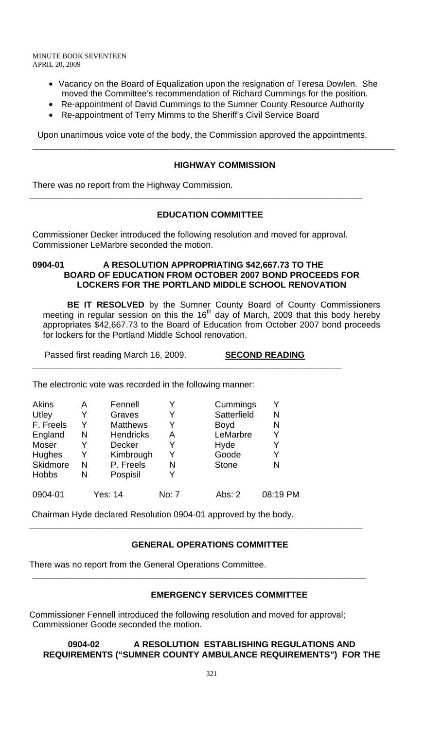- Vacancy on the Board of Equalization upon the resignation of Teresa Dowlen. She moved the Committee's recommendation of Richard Cummings for the position.
- Re-appointment of David Cummings to the Sumner County Resource Authority
- Re-appointment of Terry Mimms to the Sheriff's Civil Service Board

Upon unanimous voice vote of the body, the Commission approved the appointments.

---

## HIGHWAY COMMISSION

There was no report from the Highway Commission.

---

## EDUCATION COMMITTEE

Commissioner Decker introduced the following resolution and moved for approval. Commissioner LeMarbre seconded the motion.

**0904-01 A RESOLUTION APPROPRIATING $42,667.73 TO THE BOARD OF EDUCATION FROM OCTOBER 2007 BOND PROCEEDS FOR LOCKERS FOR THE PORTLAND MIDDLE SCHOOL RENOVATION**

**BE IT RESOLVED** by the Sumner County Board of County Commissioners meeting in regular session on this the 16th day of March, 2009 that this body hereby appropriates $42,667.73 to the Board of Education from October 2007 bond proceeds for lockers for the Portland Middle School renovation.

Passed first reading March 16, 2009. **SECOND READING**

---

The electronic vote was recorded in the following manner:

| | | | | | |
|---|---|---|---|---|---|
| Akins | A | Fennell | Y | Cummings | Y |
| Utley | Y | Graves | Y | Satterfield | N |
| F. Freels | Y | Matthews | Y | Boyd | N |
| England | N | Hendricks | A | LeMarbre | Y |
| Moser | Y | Decker | Y | Hyde | Y |
| Hughes | Y | Kimbrough | Y | Goode | Y |
| Skidmore | N | P. Freels | N | Stone | N |
| Hobbs | N | Pospisil | Y | | |

0904-01 Yes: 14 No: 7 Abs: 2 08:19 PM

Chairman Hyde declared Resolution 0904-01 approved by the body.

---

## GENERAL OPERATIONS COMMITTEE

There was no report from the General Operations Committee.

---

## EMERGENCY SERVICES COMMITTEE

Commissioner Fennell introduced the following resolution and moved for approval; Commissioner Goode seconded the motion.

**0904-02 A RESOLUTION ESTABLISHING REGULATIONS AND REQUIREMENTS ("SUMNER COUNTY AMBULANCE REQUIREMENTS") FOR THE**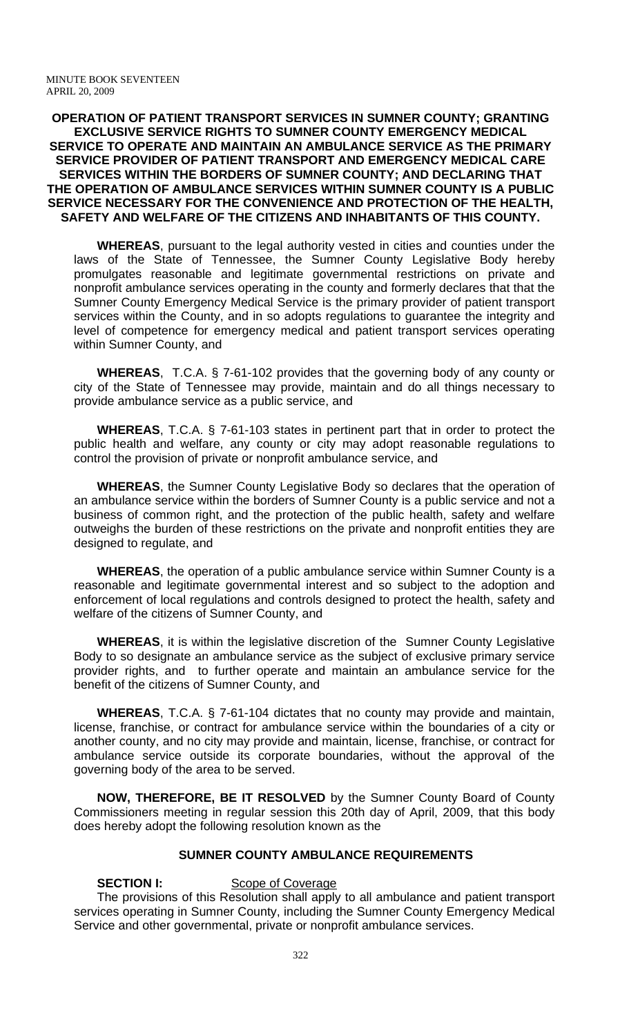**OPERATION OF PATIENT TRANSPORT SERVICES IN SUMNER COUNTY; GRANTING EXCLUSIVE SERVICE RIGHTS TO SUMNER COUNTY EMERGENCY MEDICAL SERVICE TO OPERATE AND MAINTAIN AN AMBULANCE SERVICE AS THE PRIMARY SERVICE PROVIDER OF PATIENT TRANSPORT AND EMERGENCY MEDICAL CARE SERVICES WITHIN THE BORDERS OF SUMNER COUNTY; AND DECLARING THAT THE OPERATION OF AMBULANCE SERVICES WITHIN SUMNER COUNTY IS A PUBLIC SERVICE NECESSARY FOR THE CONVENIENCE AND PROTECTION OF THE HEALTH, SAFETY AND WELFARE OF THE CITIZENS AND INHABITANTS OF THIS COUNTY.**

**WHEREAS**, pursuant to the legal authority vested in cities and counties under the laws of the State of Tennessee, the Sumner County Legislative Body hereby promulgates reasonable and legitimate governmental restrictions on private and nonprofit ambulance services operating in the county and formerly declares that that the Sumner County Emergency Medical Service is the primary provider of patient transport services within the County, and in so adopts regulations to guarantee the integrity and level of competence for emergency medical and patient transport services operating within Sumner County, and

**WHEREAS**, T.C.A. § 7-61-102 provides that the governing body of any county or city of the State of Tennessee may provide, maintain and do all things necessary to provide ambulance service as a public service, and

**WHEREAS**, T.C.A. § 7-61-103 states in pertinent part that in order to protect the public health and welfare, any county or city may adopt reasonable regulations to control the provision of private or nonprofit ambulance service, and

**WHEREAS**, the Sumner County Legislative Body so declares that the operation of an ambulance service within the borders of Sumner County is a public service and not a business of common right, and the protection of the public health, safety and welfare outweighs the burden of these restrictions on the private and nonprofit entities they are designed to regulate, and

**WHEREAS**, the operation of a public ambulance service within Sumner County is a reasonable and legitimate governmental interest and so subject to the adoption and enforcement of local regulations and controls designed to protect the health, safety and welfare of the citizens of Sumner County, and

**WHEREAS**, it is within the legislative discretion of the Sumner County Legislative Body to so designate an ambulance service as the subject of exclusive primary service provider rights, and to further operate and maintain an ambulance service for the benefit of the citizens of Sumner County, and

**WHEREAS**, T.C.A. § 7-61-104 dictates that no county may provide and maintain, license, franchise, or contract for ambulance service within the boundaries of a city or another county, and no city may provide and maintain, license, franchise, or contract for ambulance service outside its corporate boundaries, without the approval of the governing body of the area to be served.

**NOW, THEREFORE, BE IT RESOLVED** by the Sumner County Board of County Commissioners meeting in regular session this 20th day of April, 2009, that this body does hereby adopt the following resolution known as the

## SUMNER COUNTY AMBULANCE REQUIREMENTS

**SECTION I:** Scope of Coverage

The provisions of this Resolution shall apply to all ambulance and patient transport services operating in Sumner County, including the Sumner County Emergency Medical Service and other governmental, private or nonprofit ambulance services.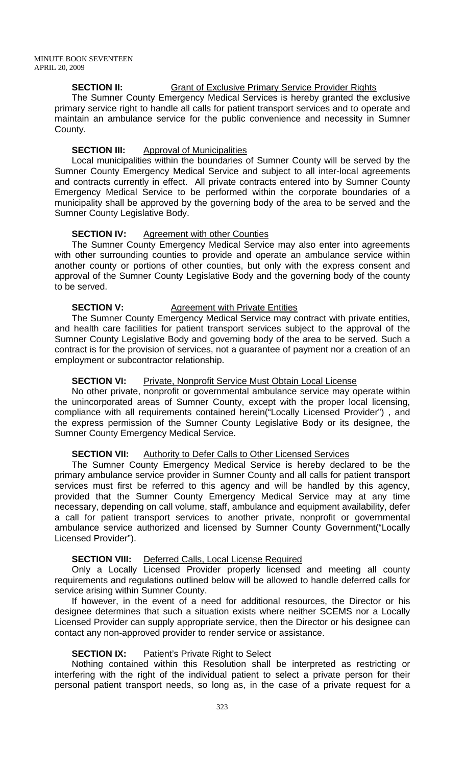**SECTION II:** Grant of Exclusive Primary Service Provider Rights

The Sumner County Emergency Medical Services is hereby granted the exclusive primary service right to handle all calls for patient transport services and to operate and maintain an ambulance service for the public convenience and necessity in Sumner County.

**SECTION III:** Approval of Municipalities

Local municipalities within the boundaries of Sumner County will be served by the Sumner County Emergency Medical Service and subject to all inter-local agreements and contracts currently in effect. All private contracts entered into by Sumner County Emergency Medical Service to be performed within the corporate boundaries of a municipality shall be approved by the governing body of the area to be served and the Sumner County Legislative Body.

**SECTION IV:** Agreement with other Counties

The Sumner County Emergency Medical Service may also enter into agreements with other surrounding counties to provide and operate an ambulance service within another county or portions of other counties, but only with the express consent and approval of the Sumner County Legislative Body and the governing body of the county to be served.

**SECTION V:** Agreement with Private Entities

The Sumner County Emergency Medical Service may contract with private entities, and health care facilities for patient transport services subject to the approval of the Sumner County Legislative Body and governing body of the area to be served. Such a contract is for the provision of services, not a guarantee of payment nor a creation of an employment or subcontractor relationship.

**SECTION VI:** Private, Nonprofit Service Must Obtain Local License

No other private, nonprofit or governmental ambulance service may operate within the unincorporated areas of Sumner County, except with the proper local licensing, compliance with all requirements contained herein("Locally Licensed Provider") , and the express permission of the Sumner County Legislative Body or its designee, the Sumner County Emergency Medical Service.

**SECTION VII:** Authority to Defer Calls to Other Licensed Services

The Sumner County Emergency Medical Service is hereby declared to be the primary ambulance service provider in Sumner County and all calls for patient transport services must first be referred to this agency and will be handled by this agency, provided that the Sumner County Emergency Medical Service may at any time necessary, depending on call volume, staff, ambulance and equipment availability, defer a call for patient transport services to another private, nonprofit or governmental ambulance service authorized and licensed by Sumner County Government("Locally Licensed Provider").

**SECTION VIII:** Deferred Calls, Local License Required

Only a Locally Licensed Provider properly licensed and meeting all county requirements and regulations outlined below will be allowed to handle deferred calls for service arising within Sumner County.

If however, in the event of a need for additional resources, the Director or his designee determines that such a situation exists where neither SCEMS nor a Locally Licensed Provider can supply appropriate service, then the Director or his designee can contact any non-approved provider to render service or assistance.

**SECTION IX:** Patient's Private Right to Select

Nothing contained within this Resolution shall be interpreted as restricting or interfering with the right of the individual patient to select a private person for their personal patient transport needs, so long as, in the case of a private request for a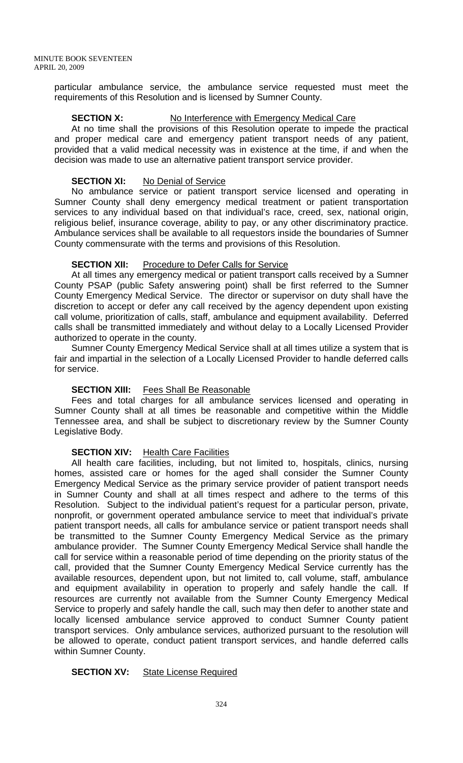particular ambulance service, the ambulance service requested must meet the requirements of this Resolution and is licensed by Sumner County.

**SECTION X:** No Interference with Emergency Medical Care

At no time shall the provisions of this Resolution operate to impede the practical and proper medical care and emergency patient transport needs of any patient, provided that a valid medical necessity was in existence at the time, if and when the decision was made to use an alternative patient transport service provider.

**SECTION XI:** No Denial of Service

No ambulance service or patient transport service licensed and operating in Sumner County shall deny emergency medical treatment or patient transportation services to any individual based on that individual's race, creed, sex, national origin, religious belief, insurance coverage, ability to pay, or any other discriminatory practice. Ambulance services shall be available to all requestors inside the boundaries of Sumner County commensurate with the terms and provisions of this Resolution.

**SECTION XII:** Procedure to Defer Calls for Service

At all times any emergency medical or patient transport calls received by a Sumner County PSAP (public Safety answering point) shall be first referred to the Sumner County Emergency Medical Service. The director or supervisor on duty shall have the discretion to accept or defer any call received by the agency dependent upon existing call volume, prioritization of calls, staff, ambulance and equipment availability. Deferred calls shall be transmitted immediately and without delay to a Locally Licensed Provider authorized to operate in the county.

Sumner County Emergency Medical Service shall at all times utilize a system that is fair and impartial in the selection of a Locally Licensed Provider to handle deferred calls for service.

**SECTION XIII:** Fees Shall Be Reasonable

Fees and total charges for all ambulance services licensed and operating in Sumner County shall at all times be reasonable and competitive within the Middle Tennessee area, and shall be subject to discretionary review by the Sumner County Legislative Body.

**SECTION XIV:** Health Care Facilities

All health care facilities, including, but not limited to, hospitals, clinics, nursing homes, assisted care or homes for the aged shall consider the Sumner County Emergency Medical Service as the primary service provider of patient transport needs in Sumner County and shall at all times respect and adhere to the terms of this Resolution. Subject to the individual patient's request for a particular person, private, nonprofit, or government operated ambulance service to meet that individual's private patient transport needs, all calls for ambulance service or patient transport needs shall be transmitted to the Sumner County Emergency Medical Service as the primary ambulance provider. The Sumner County Emergency Medical Service shall handle the call for service within a reasonable period of time depending on the priority status of the call, provided that the Sumner County Emergency Medical Service currently has the available resources, dependent upon, but not limited to, call volume, staff, ambulance and equipment availability in operation to properly and safely handle the call. If resources are currently not available from the Sumner County Emergency Medical Service to properly and safely handle the call, such may then defer to another state and locally licensed ambulance service approved to conduct Sumner County patient transport services. Only ambulance services, authorized pursuant to the resolution will be allowed to operate, conduct patient transport services, and handle deferred calls within Sumner County.

**SECTION XV:** State License Required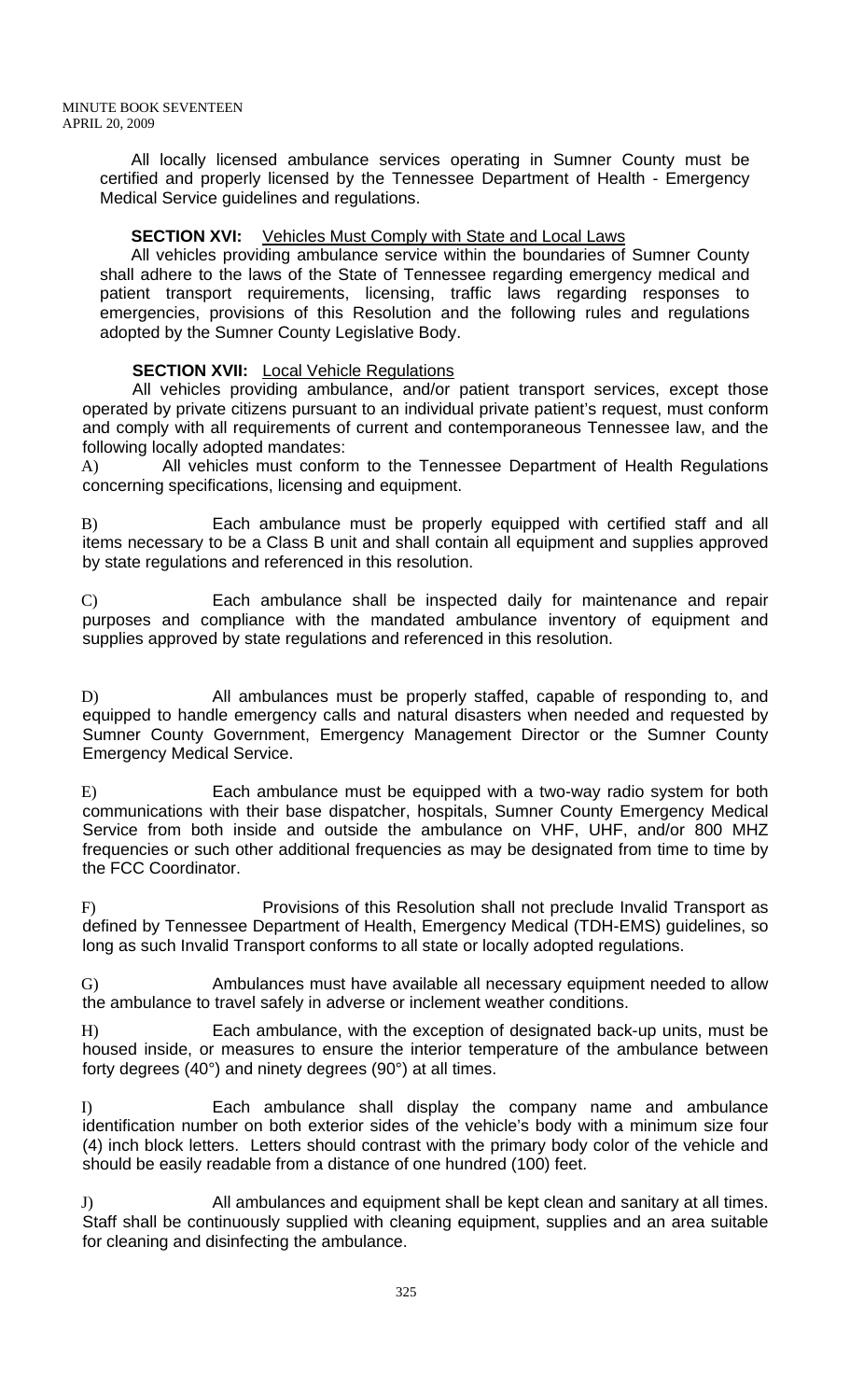All locally licensed ambulance services operating in Sumner County must be certified and properly licensed by the Tennessee Department of Health - Emergency Medical Service guidelines and regulations.

**SECTION XVI:** Vehicles Must Comply with State and Local Laws

All vehicles providing ambulance service within the boundaries of Sumner County shall adhere to the laws of the State of Tennessee regarding emergency medical and patient transport requirements, licensing, traffic laws regarding responses to emergencies, provisions of this Resolution and the following rules and regulations adopted by the Sumner County Legislative Body.

**SECTION XVII:** Local Vehicle Regulations

All vehicles providing ambulance, and/or patient transport services, except those operated by private citizens pursuant to an individual private patient's request, must conform and comply with all requirements of current and contemporaneous Tennessee law, and the following locally adopted mandates:

A) All vehicles must conform to the Tennessee Department of Health Regulations concerning specifications, licensing and equipment.

B) Each ambulance must be properly equipped with certified staff and all items necessary to be a Class B unit and shall contain all equipment and supplies approved by state regulations and referenced in this resolution.

C) Each ambulance shall be inspected daily for maintenance and repair purposes and compliance with the mandated ambulance inventory of equipment and supplies approved by state regulations and referenced in this resolution.

D) All ambulances must be properly staffed, capable of responding to, and equipped to handle emergency calls and natural disasters when needed and requested by Sumner County Government, Emergency Management Director or the Sumner County Emergency Medical Service.

E) Each ambulance must be equipped with a two-way radio system for both communications with their base dispatcher, hospitals, Sumner County Emergency Medical Service from both inside and outside the ambulance on VHF, UHF, and/or 800 MHZ frequencies or such other additional frequencies as may be designated from time to time by the FCC Coordinator.

F) Provisions of this Resolution shall not preclude Invalid Transport as defined by Tennessee Department of Health, Emergency Medical (TDH-EMS) guidelines, so long as such Invalid Transport conforms to all state or locally adopted regulations.

G) Ambulances must have available all necessary equipment needed to allow the ambulance to travel safely in adverse or inclement weather conditions.

H) Each ambulance, with the exception of designated back-up units, must be housed inside, or measures to ensure the interior temperature of the ambulance between forty degrees (40°) and ninety degrees (90°) at all times.

I) Each ambulance shall display the company name and ambulance identification number on both exterior sides of the vehicle's body with a minimum size four (4) inch block letters. Letters should contrast with the primary body color of the vehicle and should be easily readable from a distance of one hundred (100) feet.

J) All ambulances and equipment shall be kept clean and sanitary at all times. Staff shall be continuously supplied with cleaning equipment, supplies and an area suitable for cleaning and disinfecting the ambulance.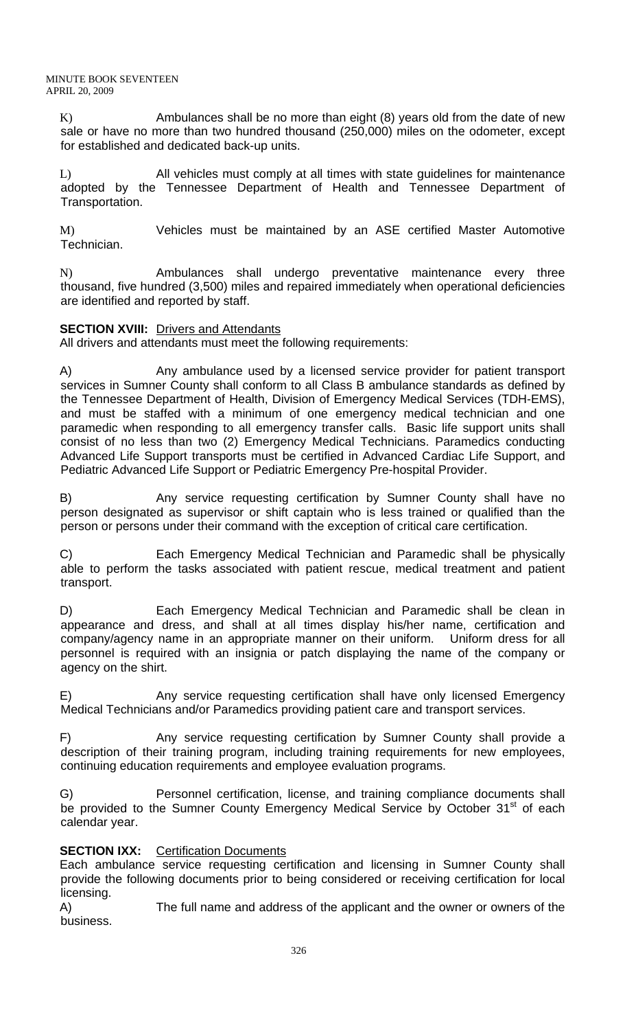K) Ambulances shall be no more than eight (8) years old from the date of new sale or have no more than two hundred thousand (250,000) miles on the odometer, except for established and dedicated back-up units.

L) All vehicles must comply at all times with state guidelines for maintenance adopted by the Tennessee Department of Health and Tennessee Department of Transportation.

M) Vehicles must be maintained by an ASE certified Master Automotive Technician.

N) Ambulances shall undergo preventative maintenance every three thousand, five hundred (3,500) miles and repaired immediately when operational deficiencies are identified and reported by staff.

**SECTION XVIII:** Drivers and Attendants

All drivers and attendants must meet the following requirements:

A) Any ambulance used by a licensed service provider for patient transport services in Sumner County shall conform to all Class B ambulance standards as defined by the Tennessee Department of Health, Division of Emergency Medical Services (TDH-EMS), and must be staffed with a minimum of one emergency medical technician and one paramedic when responding to all emergency transfer calls. Basic life support units shall consist of no less than two (2) Emergency Medical Technicians. Paramedics conducting Advanced Life Support transports must be certified in Advanced Cardiac Life Support, and Pediatric Advanced Life Support or Pediatric Emergency Pre-hospital Provider.

B) Any service requesting certification by Sumner County shall have no person designated as supervisor or shift captain who is less trained or qualified than the person or persons under their command with the exception of critical care certification.

C) Each Emergency Medical Technician and Paramedic shall be physically able to perform the tasks associated with patient rescue, medical treatment and patient transport.

D) Each Emergency Medical Technician and Paramedic shall be clean in appearance and dress, and shall at all times display his/her name, certification and company/agency name in an appropriate manner on their uniform. Uniform dress for all personnel is required with an insignia or patch displaying the name of the company or agency on the shirt.

E) Any service requesting certification shall have only licensed Emergency Medical Technicians and/or Paramedics providing patient care and transport services.

F) Any service requesting certification by Sumner County shall provide a description of their training program, including training requirements for new employees, continuing education requirements and employee evaluation programs.

G) Personnel certification, license, and training compliance documents shall be provided to the Sumner County Emergency Medical Service by October 31st of each calendar year.

**SECTION IXX:** Certification Documents

Each ambulance service requesting certification and licensing in Sumner County shall provide the following documents prior to being considered or receiving certification for local licensing.

A) The full name and address of the applicant and the owner or owners of the business.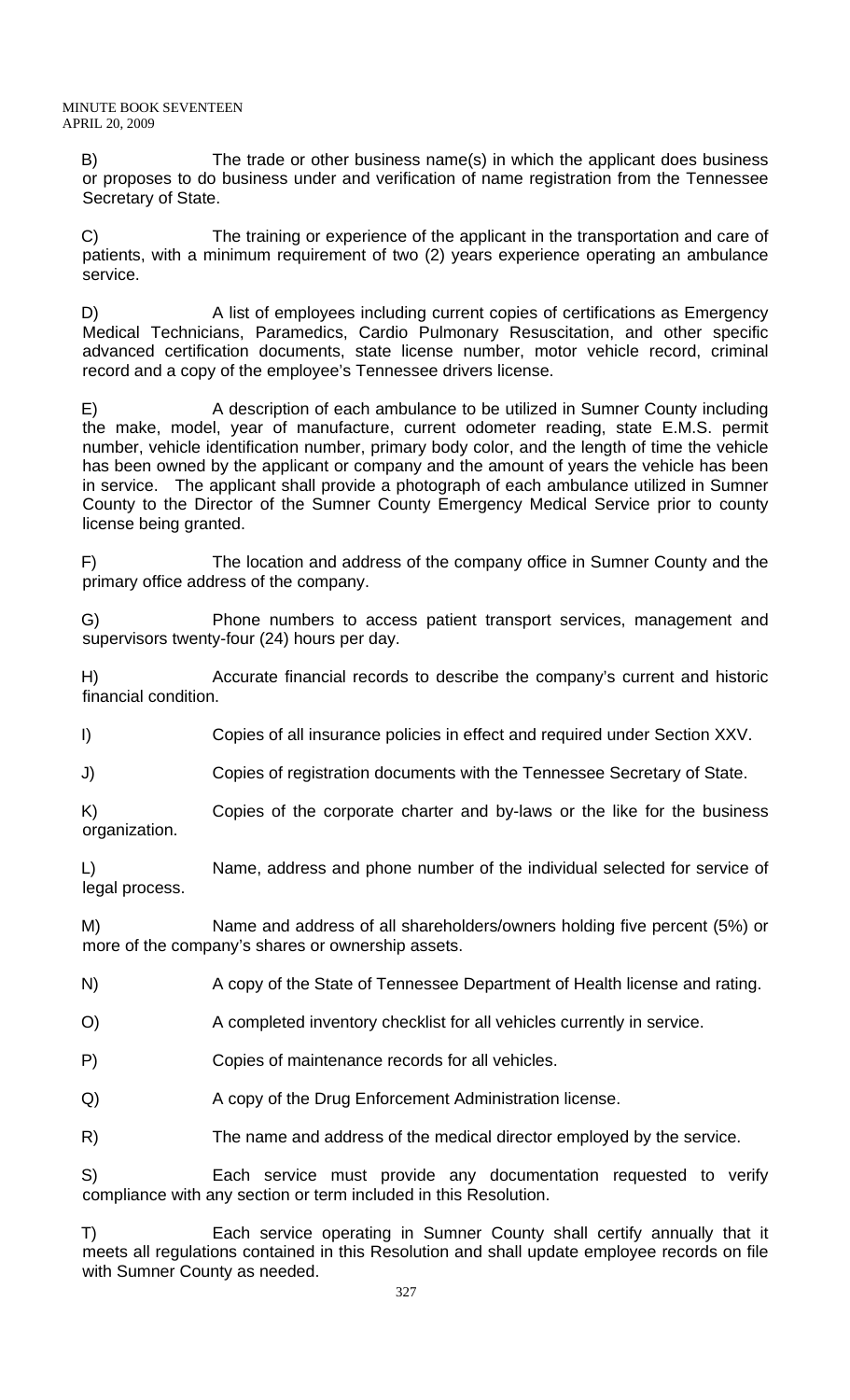B) The trade or other business name(s) in which the applicant does business or proposes to do business under and verification of name registration from the Tennessee Secretary of State.

C) The training or experience of the applicant in the transportation and care of patients, with a minimum requirement of two (2) years experience operating an ambulance service.

D) A list of employees including current copies of certifications as Emergency Medical Technicians, Paramedics, Cardio Pulmonary Resuscitation, and other specific advanced certification documents, state license number, motor vehicle record, criminal record and a copy of the employee's Tennessee drivers license.

E) A description of each ambulance to be utilized in Sumner County including the make, model, year of manufacture, current odometer reading, state E.M.S. permit number, vehicle identification number, primary body color, and the length of time the vehicle has been owned by the applicant or company and the amount of years the vehicle has been in service. The applicant shall provide a photograph of each ambulance utilized in Sumner County to the Director of the Sumner County Emergency Medical Service prior to county license being granted.

F) The location and address of the company office in Sumner County and the primary office address of the company.

G) Phone numbers to access patient transport services, management and supervisors twenty-four (24) hours per day.

H) Accurate financial records to describe the company's current and historic financial condition.

I) Copies of all insurance policies in effect and required under Section XXV.

J) Copies of registration documents with the Tennessee Secretary of State.

K) Copies of the corporate charter and by-laws or the like for the business organization.

L) Name, address and phone number of the individual selected for service of legal process.

M) Name and address of all shareholders/owners holding five percent (5%) or more of the company's shares or ownership assets.

N) A copy of the State of Tennessee Department of Health license and rating.

O) A completed inventory checklist for all vehicles currently in service.

P) Copies of maintenance records for all vehicles.

Q) A copy of the Drug Enforcement Administration license.

R) The name and address of the medical director employed by the service.

S) Each service must provide any documentation requested to verify compliance with any section or term included in this Resolution.

T) Each service operating in Sumner County shall certify annually that it meets all regulations contained in this Resolution and shall update employee records on file with Sumner County as needed.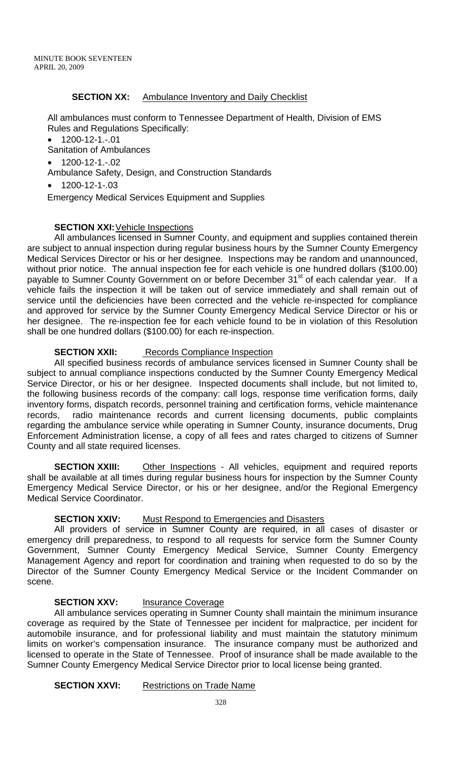**SECTION XX:** Ambulance Inventory and Daily Checklist

All ambulances must conform to Tennessee Department of Health, Division of EMS Rules and Regulations Specifically:

- 1200-12-1.-.01

Sanitation of Ambulances

- 1200-12-1.-.02

Ambulance Safety, Design, and Construction Standards

- 1200-12-1-.03

Emergency Medical Services Equipment and Supplies

**SECTION XXI:** Vehicle Inspections

All ambulances licensed in Sumner County, and equipment and supplies contained therein are subject to annual inspection during regular business hours by the Sumner County Emergency Medical Services Director or his or her designee. Inspections may be random and unannounced, without prior notice. The annual inspection fee for each vehicle is one hundred dollars ($100.00) payable to Sumner County Government on or before December 31st of each calendar year. If a vehicle fails the inspection it will be taken out of service immediately and shall remain out of service until the deficiencies have been corrected and the vehicle re-inspected for compliance and approved for service by the Sumner County Emergency Medical Service Director or his or her designee. The re-inspection fee for each vehicle found to be in violation of this Resolution shall be one hundred dollars ($100.00) for each re-inspection.

**SECTION XXII:** Records Compliance Inspection

All specified business records of ambulance services licensed in Sumner County shall be subject to annual compliance inspections conducted by the Sumner County Emergency Medical Service Director, or his or her designee. Inspected documents shall include, but not limited to, the following business records of the company: call logs, response time verification forms, daily inventory forms, dispatch records, personnel training and certification forms, vehicle maintenance records, radio maintenance records and current licensing documents, public complaints regarding the ambulance service while operating in Sumner County, insurance documents, Drug Enforcement Administration license, a copy of all fees and rates charged to citizens of Sumner County and all state required licenses.

**SECTION XXIII:** Other Inspections - All vehicles, equipment and required reports shall be available at all times during regular business hours for inspection by the Sumner County Emergency Medical Service Director, or his or her designee, and/or the Regional Emergency Medical Service Coordinator.

**SECTION XXIV:** Must Respond to Emergencies and Disasters

All providers of service in Sumner County are required, in all cases of disaster or emergency drill preparedness, to respond to all requests for service form the Sumner County Government, Sumner County Emergency Medical Service, Sumner County Emergency Management Agency and report for coordination and training when requested to do so by the Director of the Sumner County Emergency Medical Service or the Incident Commander on scene.

**SECTION XXV:** Insurance Coverage

All ambulance services operating in Sumner County shall maintain the minimum insurance coverage as required by the State of Tennessee per incident for malpractice, per incident for automobile insurance, and for professional liability and must maintain the statutory minimum limits on worker's compensation insurance. The insurance company must be authorized and licensed to operate in the State of Tennessee. Proof of insurance shall be made available to the Sumner County Emergency Medical Service Director prior to local license being granted.

**SECTION XXVI:** Restrictions on Trade Name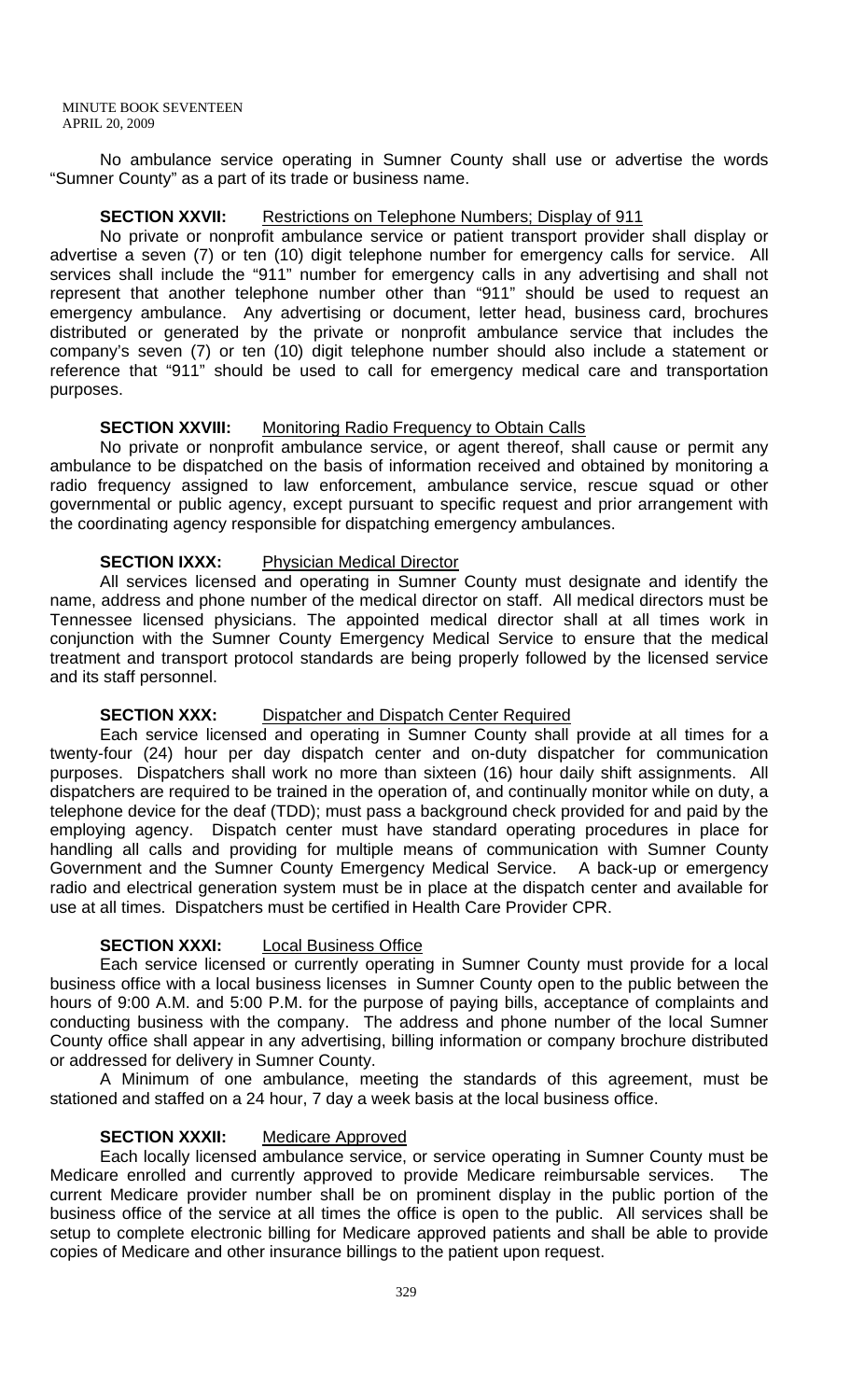No ambulance service operating in Sumner County shall use or advertise the words "Sumner County" as a part of its trade or business name.

**SECTION XXVII:** Restrictions on Telephone Numbers; Display of 911

No private or nonprofit ambulance service or patient transport provider shall display or advertise a seven (7) or ten (10) digit telephone number for emergency calls for service. All services shall include the "911" number for emergency calls in any advertising and shall not represent that another telephone number other than "911" should be used to request an emergency ambulance. Any advertising or document, letter head, business card, brochures distributed or generated by the private or nonprofit ambulance service that includes the company's seven (7) or ten (10) digit telephone number should also include a statement or reference that "911" should be used to call for emergency medical care and transportation purposes.

**SECTION XXVIII:** Monitoring Radio Frequency to Obtain Calls

No private or nonprofit ambulance service, or agent thereof, shall cause or permit any ambulance to be dispatched on the basis of information received and obtained by monitoring a radio frequency assigned to law enforcement, ambulance service, rescue squad or other governmental or public agency, except pursuant to specific request and prior arrangement with the coordinating agency responsible for dispatching emergency ambulances.

**SECTION IXXX:** Physician Medical Director

All services licensed and operating in Sumner County must designate and identify the name, address and phone number of the medical director on staff. All medical directors must be Tennessee licensed physicians. The appointed medical director shall at all times work in conjunction with the Sumner County Emergency Medical Service to ensure that the medical treatment and transport protocol standards are being properly followed by the licensed service and its staff personnel.

**SECTION XXX:** Dispatcher and Dispatch Center Required

Each service licensed and operating in Sumner County shall provide at all times for a twenty-four (24) hour per day dispatch center and on-duty dispatcher for communication purposes. Dispatchers shall work no more than sixteen (16) hour daily shift assignments. All dispatchers are required to be trained in the operation of, and continually monitor while on duty, a telephone device for the deaf (TDD); must pass a background check provided for and paid by the employing agency. Dispatch center must have standard operating procedures in place for handling all calls and providing for multiple means of communication with Sumner County Government and the Sumner County Emergency Medical Service. A back-up or emergency radio and electrical generation system must be in place at the dispatch center and available for use at all times. Dispatchers must be certified in Health Care Provider CPR.

**SECTION XXXI:** Local Business Office

Each service licensed or currently operating in Sumner County must provide for a local business office with a local business licenses in Sumner County open to the public between the hours of 9:00 A.M. and 5:00 P.M. for the purpose of paying bills, acceptance of complaints and conducting business with the company. The address and phone number of the local Sumner County office shall appear in any advertising, billing information or company brochure distributed or addressed for delivery in Sumner County.

A Minimum of one ambulance, meeting the standards of this agreement, must be stationed and staffed on a 24 hour, 7 day a week basis at the local business office.

**SECTION XXXII:** Medicare Approved

Each locally licensed ambulance service, or service operating in Sumner County must be Medicare enrolled and currently approved to provide Medicare reimbursable services. The current Medicare provider number shall be on prominent display in the public portion of the business office of the service at all times the office is open to the public. All services shall be setup to complete electronic billing for Medicare approved patients and shall be able to provide copies of Medicare and other insurance billings to the patient upon request.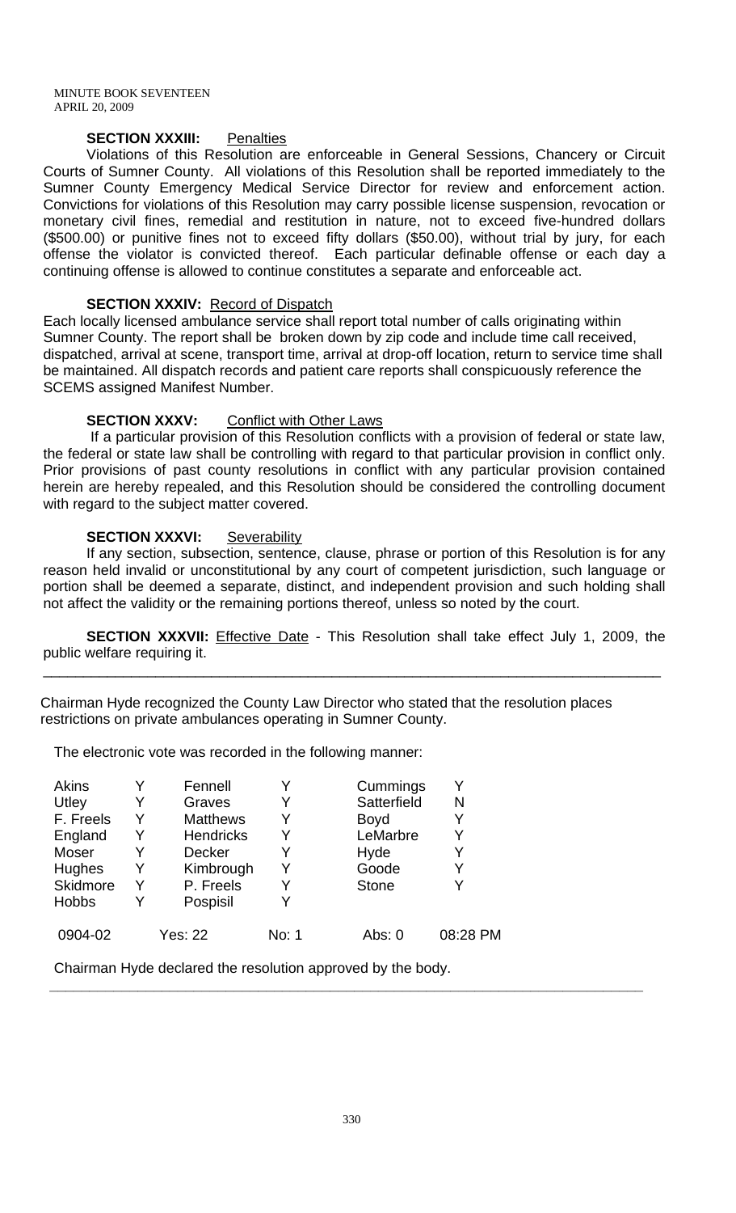**SECTION XXXIII:** Penalties

Violations of this Resolution are enforceable in General Sessions, Chancery or Circuit Courts of Sumner County. All violations of this Resolution shall be reported immediately to the Sumner County Emergency Medical Service Director for review and enforcement action. Convictions for violations of this Resolution may carry possible license suspension, revocation or monetary civil fines, remedial and restitution in nature, not to exceed five-hundred dollars ($500.00) or punitive fines not to exceed fifty dollars ($50.00), without trial by jury, for each offense the violator is convicted thereof. Each particular definable offense or each day a continuing offense is allowed to continue constitutes a separate and enforceable act.

**SECTION XXXIV:** Record of Dispatch

Each locally licensed ambulance service shall report total number of calls originating within Sumner County. The report shall be broken down by zip code and include time call received, dispatched, arrival at scene, transport time, arrival at drop-off location, return to service time shall be maintained. All dispatch records and patient care reports shall conspicuously reference the SCEMS assigned Manifest Number.

**SECTION XXXV:** Conflict with Other Laws

If a particular provision of this Resolution conflicts with a provision of federal or state law, the federal or state law shall be controlling with regard to that particular provision in conflict only. Prior provisions of past county resolutions in conflict with any particular provision contained herein are hereby repealed, and this Resolution should be considered the controlling document with regard to the subject matter covered.

**SECTION XXXVI:** Severability

If any section, subsection, sentence, clause, phrase or portion of this Resolution is for any reason held invalid or unconstitutional by any court of competent jurisdiction, such language or portion shall be deemed a separate, distinct, and independent provision and such holding shall not affect the validity or the remaining portions thereof, unless so noted by the court.

**SECTION XXXVII:** Effective Date - This Resolution shall take effect July 1, 2009, the public welfare requiring it.

---

Chairman Hyde recognized the County Law Director who stated that the resolution places restrictions on private ambulances operating in Sumner County.

The electronic vote was recorded in the following manner:

| | | | | | |
|---|---|---|---|---|---|
| Akins | Y | Fennell | Y | Cummings | Y |
| Utley | Y | Graves | Y | Satterfield | N |
| F. Freels | Y | Matthews | Y | Boyd | Y |
| England | Y | Hendricks | Y | LeMarbre | Y |
| Moser | Y | Decker | Y | Hyde | Y |
| Hughes | Y | Kimbrough | Y | Goode | Y |
| Skidmore | Y | P. Freels | Y | Stone | Y |
| Hobbs | Y | Pospisil | Y | | |
| 0904-02 | | Yes: 22 | No: 1 | Abs: 0 | 08:28 PM |

Chairman Hyde declared the resolution approved by the body.

---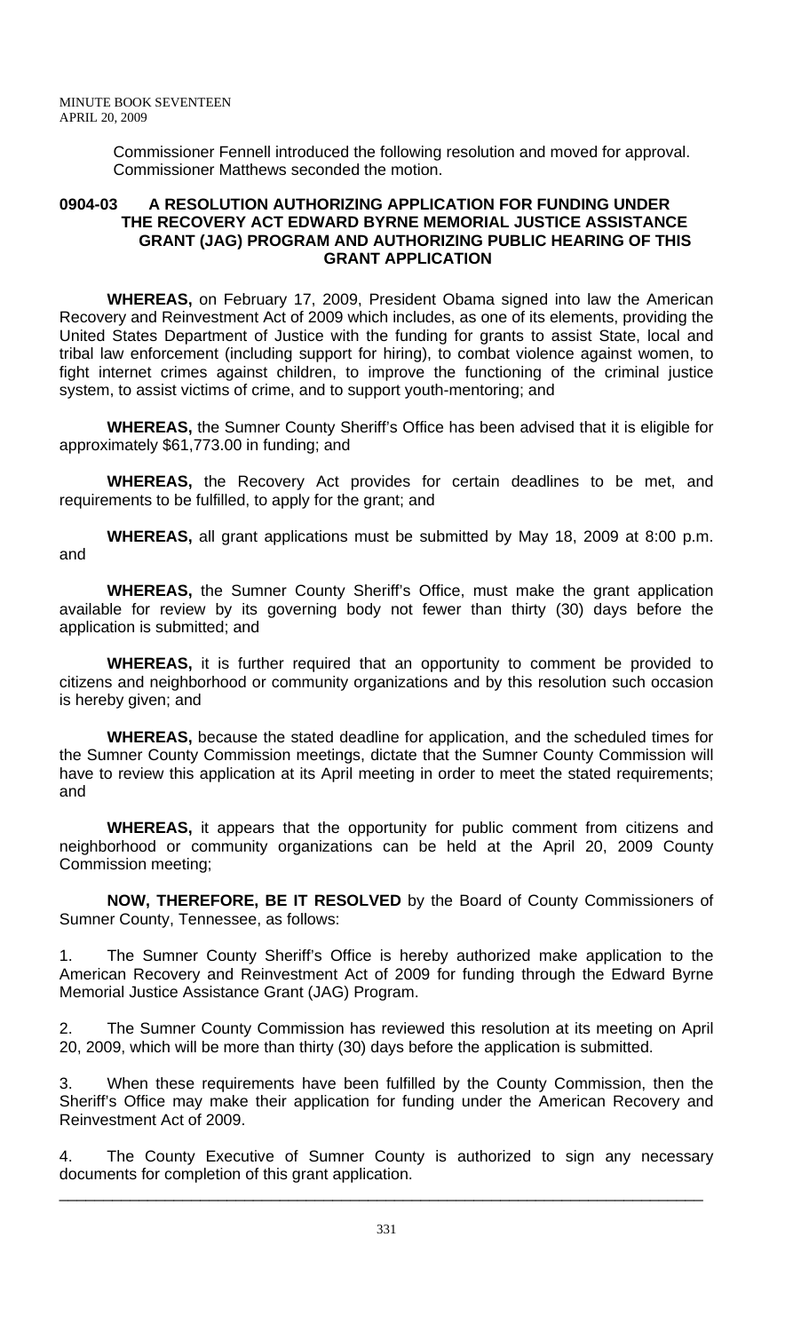Commissioner Fennell introduced the following resolution and moved for approval. Commissioner Matthews seconded the motion.

## 0904-03 A RESOLUTION AUTHORIZING APPLICATION FOR FUNDING UNDER THE RECOVERY ACT EDWARD BYRNE MEMORIAL JUSTICE ASSISTANCE GRANT (JAG) PROGRAM AND AUTHORIZING PUBLIC HEARING OF THIS GRANT APPLICATION

**WHEREAS,** on February 17, 2009, President Obama signed into law the American Recovery and Reinvestment Act of 2009 which includes, as one of its elements, providing the United States Department of Justice with the funding for grants to assist State, local and tribal law enforcement (including support for hiring), to combat violence against women, to fight internet crimes against children, to improve the functioning of the criminal justice system, to assist victims of crime, and to support youth-mentoring; and

**WHEREAS,** the Sumner County Sheriff's Office has been advised that it is eligible for approximately $61,773.00 in funding; and

**WHEREAS,** the Recovery Act provides for certain deadlines to be met, and requirements to be fulfilled, to apply for the grant; and

**WHEREAS,** all grant applications must be submitted by May 18, 2009 at 8:00 p.m. and

**WHEREAS,** the Sumner County Sheriff's Office, must make the grant application available for review by its governing body not fewer than thirty (30) days before the application is submitted; and

**WHEREAS,** it is further required that an opportunity to comment be provided to citizens and neighborhood or community organizations and by this resolution such occasion is hereby given; and

**WHEREAS,** because the stated deadline for application, and the scheduled times for the Sumner County Commission meetings, dictate that the Sumner County Commission will have to review this application at its April meeting in order to meet the stated requirements; and

**WHEREAS,** it appears that the opportunity for public comment from citizens and neighborhood or community organizations can be held at the April 20, 2009 County Commission meeting;

**NOW, THEREFORE, BE IT RESOLVED** by the Board of County Commissioners of Sumner County, Tennessee, as follows:

1. The Sumner County Sheriff's Office is hereby authorized make application to the American Recovery and Reinvestment Act of 2009 for funding through the Edward Byrne Memorial Justice Assistance Grant (JAG) Program.

2. The Sumner County Commission has reviewed this resolution at its meeting on April 20, 2009, which will be more than thirty (30) days before the application is submitted.

3. When these requirements have been fulfilled by the County Commission, then the Sheriff's Office may make their application for funding under the American Recovery and Reinvestment Act of 2009.

4. The County Executive of Sumner County is authorized to sign any necessary documents for completion of this grant application.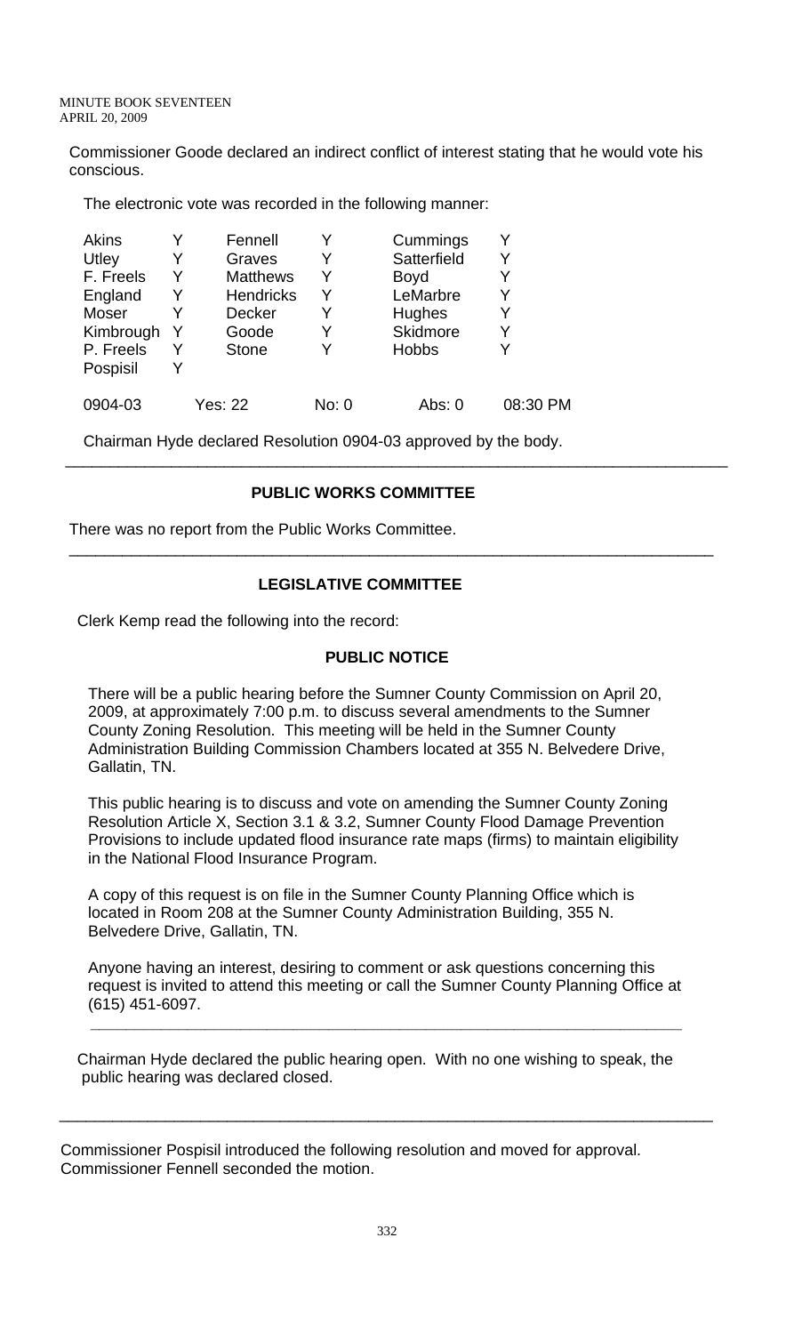Commissioner Goode declared an indirect conflict of interest stating that he would vote his conscious.

The electronic vote was recorded in the following manner:

| | | | | | |
|---|---|---|---|---|---|
| Akins | Y | Fennell | Y | Cummings | Y |
| Utley | Y | Graves | Y | Satterfield | Y |
| F. Freels | Y | Matthews | Y | Boyd | Y |
| England | Y | Hendricks | Y | LeMarbre | Y |
| Moser | Y | Decker | Y | Hughes | Y |
| Kimbrough | Y | Goode | Y | Skidmore | Y |
| P. Freels | Y | Stone | Y | Hobbs | Y |
| Pospisil | Y | | | | |

0904-03 Yes: 22 No: 0 Abs: 0 08:30 PM

Chairman Hyde declared Resolution 0904-03 approved by the body.

---

## PUBLIC WORKS COMMITTEE

There was no report from the Public Works Committee.

---

## LEGISLATIVE COMMITTEE

Clerk Kemp read the following into the record:

### PUBLIC NOTICE

There will be a public hearing before the Sumner County Commission on April 20, 2009, at approximately 7:00 p.m. to discuss several amendments to the Sumner County Zoning Resolution. This meeting will be held in the Sumner County Administration Building Commission Chambers located at 355 N. Belvedere Drive, Gallatin, TN.

This public hearing is to discuss and vote on amending the Sumner County Zoning Resolution Article X, Section 3.1 & 3.2, Sumner County Flood Damage Prevention Provisions to include updated flood insurance rate maps (firms) to maintain eligibility in the National Flood Insurance Program.

A copy of this request is on file in the Sumner County Planning Office which is located in Room 208 at the Sumner County Administration Building, 355 N. Belvedere Drive, Gallatin, TN.

Anyone having an interest, desiring to comment or ask questions concerning this request is invited to attend this meeting or call the Sumner County Planning Office at (615) 451-6097.

---

Chairman Hyde declared the public hearing open. With no one wishing to speak, the public hearing was declared closed.

---

Commissioner Pospisil introduced the following resolution and moved for approval. Commissioner Fennell seconded the motion.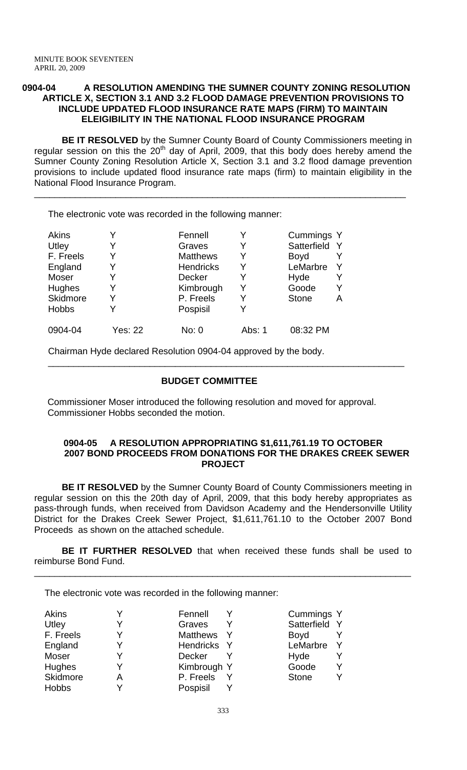## 0904-04 A RESOLUTION AMENDING THE SUMNER COUNTY ZONING RESOLUTION ARTICLE X, SECTION 3.1 AND 3.2 FLOOD DAMAGE PREVENTION PROVISIONS TO INCLUDE UPDATED FLOOD INSURANCE RATE MAPS (FIRM) TO MAINTAIN ELEIGIBILITY IN THE NATIONAL FLOOD INSURANCE PROGRAM

**BE IT RESOLVED** by the Sumner County Board of County Commissioners meeting in regular session on this the 20th day of April, 2009, that this body does hereby amend the Sumner County Zoning Resolution Article X, Section 3.1 and 3.2 flood damage prevention provisions to include updated flood insurance rate maps (firm) to maintain eligibility in the National Flood Insurance Program.

---

The electronic vote was recorded in the following manner:

| | | | | | |
|---|---|---|---|---|---|
| Akins | Y | Fennell | Y | Cummings | Y |
| Utley | Y | Graves | Y | Satterfield | Y |
| F. Freels | Y | Matthews | Y | Boyd | Y |
| England | Y | Hendricks | Y | LeMarbre | Y |
| Moser | Y | Decker | Y | Hyde | Y |
| Hughes | Y | Kimbrough | Y | Goode | Y |
| Skidmore | Y | P. Freels | Y | Stone | A |
| Hobbs | Y | Pospisil | Y | | |
| 0904-04 | Yes: 22 | No: 0 | Abs: 1 | 08:32 PM | |

Chairman Hyde declared Resolution 0904-04 approved by the body.

---

### BUDGET COMMITTEE

Commissioner Moser introduced the following resolution and moved for approval. Commissioner Hobbs seconded the motion.

## 0904-05 A RESOLUTION APPROPRIATING $1,611,761.19 TO OCTOBER 2007 BOND PROCEEDS FROM DONATIONS FOR THE DRAKES CREEK SEWER PROJECT

**BE IT RESOLVED** by the Sumner County Board of County Commissioners meeting in regular session on this the 20th day of April, 2009, that this body hereby appropriates as pass-through funds, when received from Davidson Academy and the Hendersonville Utility District for the Drakes Creek Sewer Project, $1,611,761.10 to the October 2007 Bond Proceeds as shown on the attached schedule.

**BE IT FURTHER RESOLVED** that when received these funds shall be used to reimburse Bond Fund.

---

The electronic vote was recorded in the following manner:

| | | | | | |
|---|---|---|---|---|---|
| Akins | Y | Fennell | Y | Cummings | Y |
| Utley | Y | Graves | Y | Satterfield | Y |
| F. Freels | Y | Matthews | Y | Boyd | Y |
| England | Y | Hendricks | Y | LeMarbre | Y |
| Moser | Y | Decker | Y | Hyde | Y |
| Hughes | Y | Kimbrough | Y | Goode | Y |
| Skidmore | A | P. Freels | Y | Stone | Y |
| Hobbs | Y | Pospisil | Y | | |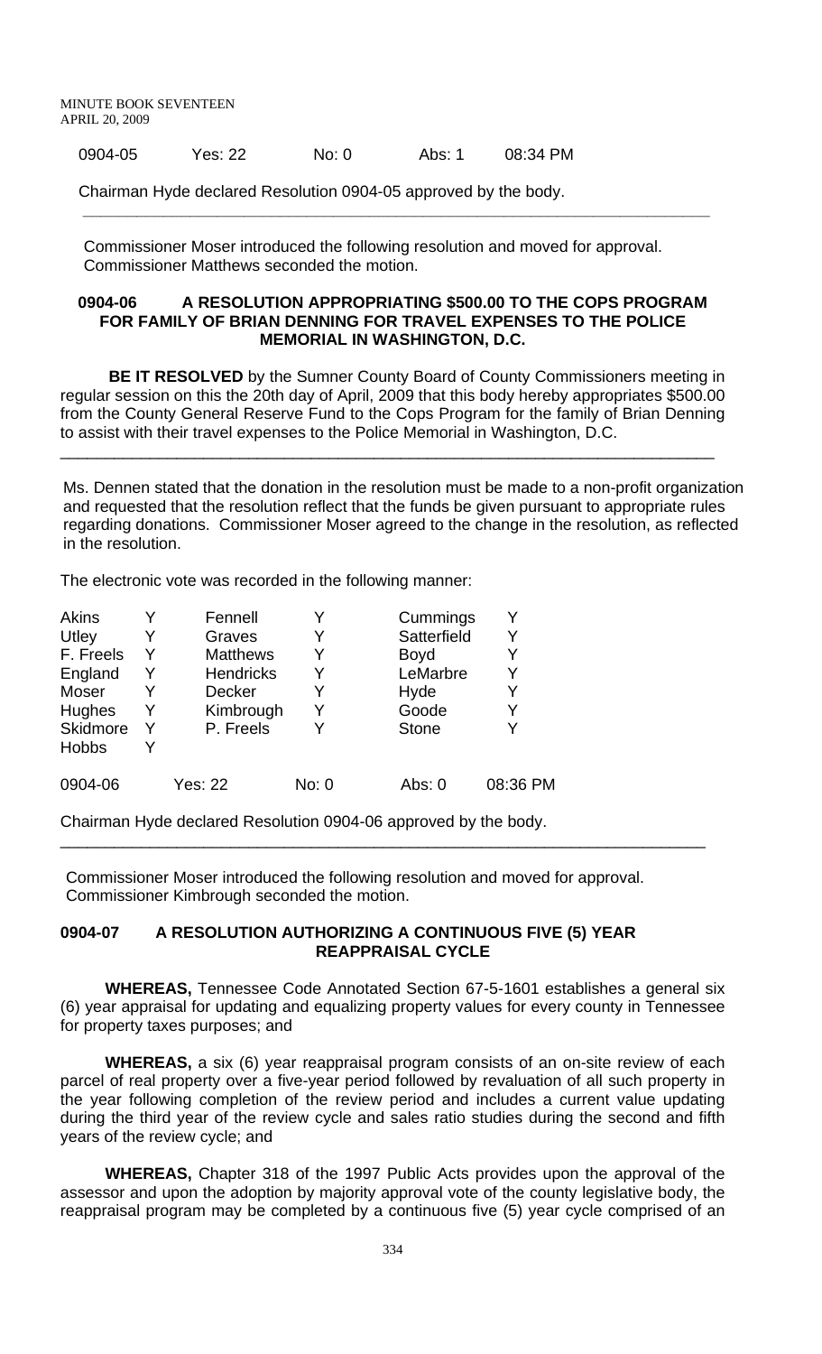| 0904-05 | Yes: 22 | No: 0 | Abs: 1 | 08:34 PM |
|---|---|---|---|---|

Chairman Hyde declared Resolution 0904-05 approved by the body.

---

Commissioner Moser introduced the following resolution and moved for approval. Commissioner Matthews seconded the motion.

**0904-06 A RESOLUTION APPROPRIATING $500.00 TO THE COPS PROGRAM FOR FAMILY OF BRIAN DENNING FOR TRAVEL EXPENSES TO THE POLICE MEMORIAL IN WASHINGTON, D.C.**

**BE IT RESOLVED** by the Sumner County Board of County Commissioners meeting in regular session on this the 20th day of April, 2009 that this body hereby appropriates $500.00 from the County General Reserve Fund to the Cops Program for the family of Brian Denning to assist with their travel expenses to the Police Memorial in Washington, D.C.

---

Ms. Dennen stated that the donation in the resolution must be made to a non-profit organization and requested that the resolution reflect that the funds be given pursuant to appropriate rules regarding donations. Commissioner Moser agreed to the change in the resolution, as reflected in the resolution.

The electronic vote was recorded in the following manner:

| | | | | | |
|---|---|---|---|---|---|
| Akins | Y | Fennell | Y | Cummings | Y |
| Utley | Y | Graves | Y | Satterfield | Y |
| F. Freels | Y | Matthews | Y | Boyd | Y |
| England | Y | Hendricks | Y | LeMarbre | Y |
| Moser | Y | Decker | Y | Hyde | Y |
| Hughes | Y | Kimbrough | Y | Goode | Y |
| Skidmore | Y | P. Freels | Y | Stone | Y |
| Hobbs | Y | | | | |

| 0904-06 | Yes: 22 | No: 0 | Abs: 0 | 08:36 PM |
|---|---|---|---|---|

Chairman Hyde declared Resolution 0904-06 approved by the body.

---

Commissioner Moser introduced the following resolution and moved for approval. Commissioner Kimbrough seconded the motion.

**0904-07 A RESOLUTION AUTHORIZING A CONTINUOUS FIVE (5) YEAR REAPPRAISAL CYCLE**

**WHEREAS,** Tennessee Code Annotated Section 67-5-1601 establishes a general six (6) year appraisal for updating and equalizing property values for every county in Tennessee for property taxes purposes; and

**WHEREAS,** a six (6) year reappraisal program consists of an on-site review of each parcel of real property over a five-year period followed by revaluation of all such property in the year following completion of the review period and includes a current value updating during the third year of the review cycle and sales ratio studies during the second and fifth years of the review cycle; and

**WHEREAS,** Chapter 318 of the 1997 Public Acts provides upon the approval of the assessor and upon the adoption by majority approval vote of the county legislative body, the reappraisal program may be completed by a continuous five (5) year cycle comprised of an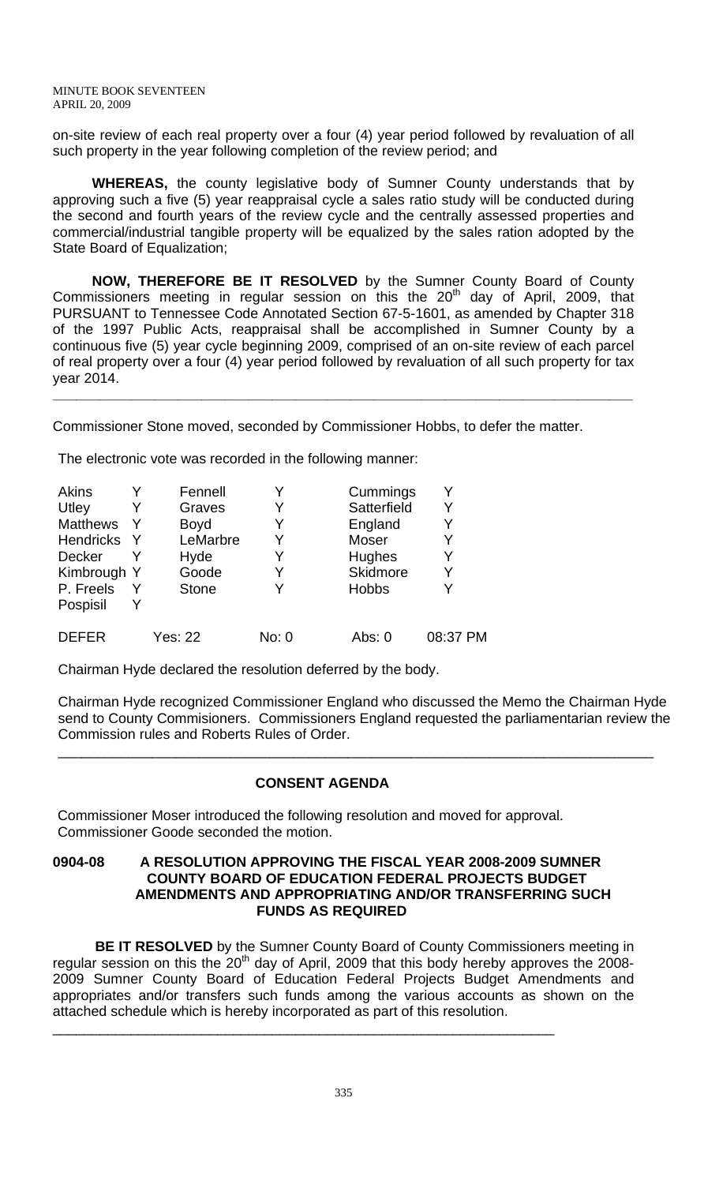on-site review of each real property over a four (4) year period followed by revaluation of all such property in the year following completion of the review period; and

**WHEREAS,** the county legislative body of Sumner County understands that by approving such a five (5) year reappraisal cycle a sales ratio study will be conducted during the second and fourth years of the review cycle and the centrally assessed properties and commercial/industrial tangible property will be equalized by the sales ration adopted by the State Board of Equalization;

**NOW, THEREFORE BE IT RESOLVED** by the Sumner County Board of County Commissioners meeting in regular session on this the 20th day of April, 2009, that PURSUANT to Tennessee Code Annotated Section 67-5-1601, as amended by Chapter 318 of the 1997 Public Acts, reappraisal shall be accomplished in Sumner County by a continuous five (5) year cycle beginning 2009, comprised of an on-site review of each parcel of real property over a four (4) year period followed by revaluation of all such property for tax year 2014.

---

Commissioner Stone moved, seconded by Commissioner Hobbs, to defer the matter.

The electronic vote was recorded in the following manner:

| | | | | | |
|---|---|---|---|---|---|
| Akins | Y | Fennell | Y | Cummings | Y |
| Utley | Y | Graves | Y | Satterfield | Y |
| Matthews | Y | Boyd | Y | England | Y |
| Hendricks | Y | LeMarbre | Y | Moser | Y |
| Decker | Y | Hyde | Y | Hughes | Y |
| Kimbrough | Y | Goode | Y | Skidmore | Y |
| P. Freels | Y | Stone | Y | Hobbs | Y |
| Pospisil | Y | | | | |
| DEFER | | Yes: 22 | No: 0 | Abs: 0 | 08:37 PM |

Chairman Hyde declared the resolution deferred by the body.

Chairman Hyde recognized Commissioner England who discussed the Memo the Chairman Hyde send to County Commisioners. Commissioners England requested the parliamentarian review the Commission rules and Roberts Rules of Order.

---

## CONSENT AGENDA

Commissioner Moser introduced the following resolution and moved for approval. Commissioner Goode seconded the motion.

**0904-08 A RESOLUTION APPROVING THE FISCAL YEAR 2008-2009 SUMNER COUNTY BOARD OF EDUCATION FEDERAL PROJECTS BUDGET AMENDMENTS AND APPROPRIATING AND/OR TRANSFERRING SUCH FUNDS AS REQUIRED**

**BE IT RESOLVED** by the Sumner County Board of County Commissioners meeting in regular session on this the 20th day of April, 2009 that this body hereby approves the 2008-2009 Sumner County Board of Education Federal Projects Budget Amendments and appropriates and/or transfers such funds among the various accounts as shown on the attached schedule which is hereby incorporated as part of this resolution.

---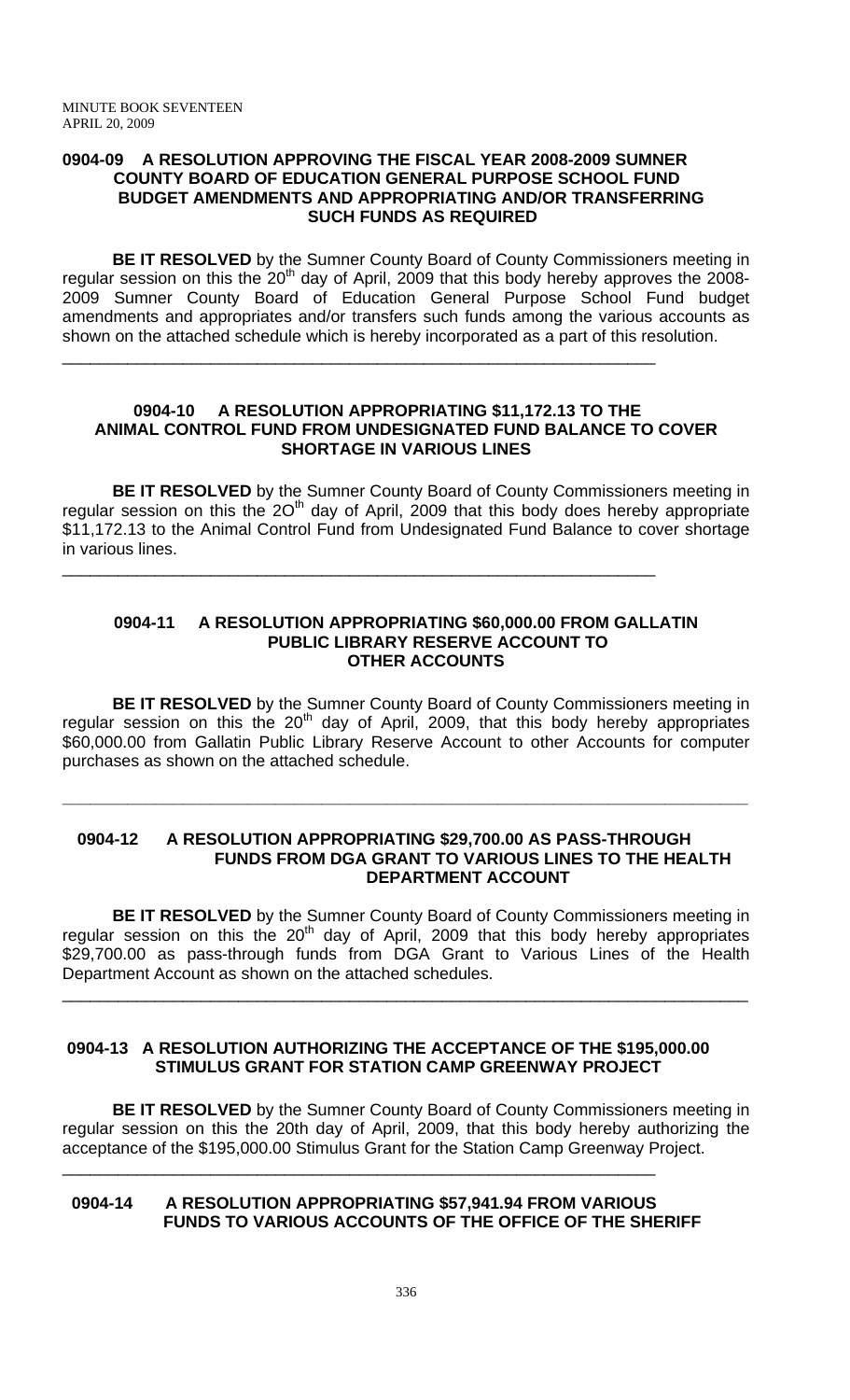### 0904-09 A RESOLUTION APPROVING THE FISCAL YEAR 2008-2009 SUMNER COUNTY BOARD OF EDUCATION GENERAL PURPOSE SCHOOL FUND BUDGET AMENDMENTS AND APPROPRIATING AND/OR TRANSFERRING SUCH FUNDS AS REQUIRED

**BE IT RESOLVED** by the Sumner County Board of County Commissioners meeting in regular session on this the 20th day of April, 2009 that this body hereby approves the 2008-2009 Sumner County Board of Education General Purpose School Fund budget amendments and appropriates and/or transfers such funds among the various accounts as shown on the attached schedule which is hereby incorporated as a part of this resolution.

---

### 0904-10 A RESOLUTION APPROPRIATING $11,172.13 TO THE ANIMAL CONTROL FUND FROM UNDESIGNATED FUND BALANCE TO COVER SHORTAGE IN VARIOUS LINES

**BE IT RESOLVED** by the Sumner County Board of County Commissioners meeting in regular session on this the 2Oth day of April, 2009 that this body does hereby appropriate $11,172.13 to the Animal Control Fund from Undesignated Fund Balance to cover shortage in various lines.

---

### 0904-11 A RESOLUTION APPROPRIATING $60,000.00 FROM GALLATIN PUBLIC LIBRARY RESERVE ACCOUNT TO OTHER ACCOUNTS

**BE IT RESOLVED** by the Sumner County Board of County Commissioners meeting in regular session on this the 20th day of April, 2009, that this body hereby appropriates $60,000.00 from Gallatin Public Library Reserve Account to other Accounts for computer purchases as shown on the attached schedule.

---

### 0904-12 A RESOLUTION APPROPRIATING $29,700.00 AS PASS-THROUGH FUNDS FROM DGA GRANT TO VARIOUS LINES TO THE HEALTH DEPARTMENT ACCOUNT

**BE IT RESOLVED** by the Sumner County Board of County Commissioners meeting in regular session on this the 20th day of April, 2009 that this body hereby appropriates $29,700.00 as pass-through funds from DGA Grant to Various Lines of the Health Department Account as shown on the attached schedules.

---

### 0904-13 A RESOLUTION AUTHORIZING THE ACCEPTANCE OF THE $195,000.00 STIMULUS GRANT FOR STATION CAMP GREENWAY PROJECT

**BE IT RESOLVED** by the Sumner County Board of County Commissioners meeting in regular session on this the 20th day of April, 2009, that this body hereby authorizing the acceptance of the $195,000.00 Stimulus Grant for the Station Camp Greenway Project.

---

### 0904-14 A RESOLUTION APPROPRIATING $57,941.94 FROM VARIOUS FUNDS TO VARIOUS ACCOUNTS OF THE OFFICE OF THE SHERIFF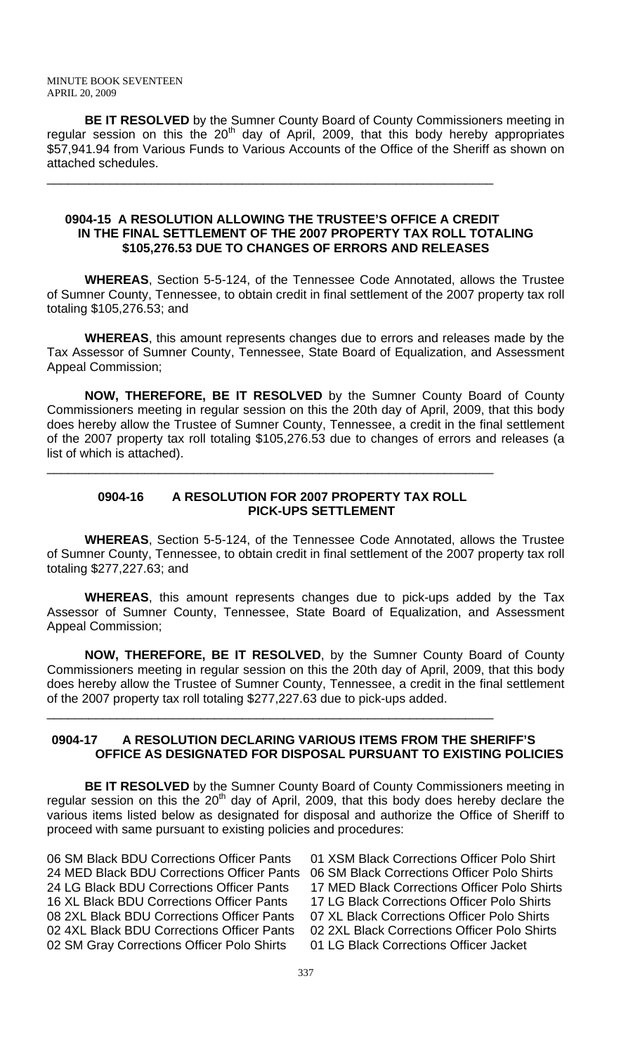**BE IT RESOLVED** by the Sumner County Board of County Commissioners meeting in regular session on this the 20th day of April, 2009, that this body hereby appropriates $57,941.94 from Various Funds to Various Accounts of the Office of the Sheriff as shown on attached schedules.

---

### 0904-15 A RESOLUTION ALLOWING THE TRUSTEE'S OFFICE A CREDIT IN THE FINAL SETTLEMENT OF THE 2007 PROPERTY TAX ROLL TOTALING $105,276.53 DUE TO CHANGES OF ERRORS AND RELEASES

**WHEREAS**, Section 5-5-124, of the Tennessee Code Annotated, allows the Trustee of Sumner County, Tennessee, to obtain credit in final settlement of the 2007 property tax roll totaling $105,276.53; and

**WHEREAS**, this amount represents changes due to errors and releases made by the Tax Assessor of Sumner County, Tennessee, State Board of Equalization, and Assessment Appeal Commission;

**NOW, THEREFORE, BE IT RESOLVED** by the Sumner County Board of County Commissioners meeting in regular session on this the 20th day of April, 2009, that this body does hereby allow the Trustee of Sumner County, Tennessee, a credit in the final settlement of the 2007 property tax roll totaling $105,276.53 due to changes of errors and releases (a list of which is attached).

---

### 0904-16 A RESOLUTION FOR 2007 PROPERTY TAX ROLL PICK-UPS SETTLEMENT

**WHEREAS**, Section 5-5-124, of the Tennessee Code Annotated, allows the Trustee of Sumner County, Tennessee, to obtain credit in final settlement of the 2007 property tax roll totaling $277,227.63; and

**WHEREAS**, this amount represents changes due to pick-ups added by the Tax Assessor of Sumner County, Tennessee, State Board of Equalization, and Assessment Appeal Commission;

**NOW, THEREFORE, BE IT RESOLVED**, by the Sumner County Board of County Commissioners meeting in regular session on this the 20th day of April, 2009, that this body does hereby allow the Trustee of Sumner County, Tennessee, a credit in the final settlement of the 2007 property tax roll totaling $277,227.63 due to pick-ups added.

---

### 0904-17 A RESOLUTION DECLARING VARIOUS ITEMS FROM THE SHERIFF'S OFFICE AS DESIGNATED FOR DISPOSAL PURSUANT TO EXISTING POLICIES

**BE IT RESOLVED** by the Sumner County Board of County Commissioners meeting in regular session on this the 20th day of April, 2009, that this body does hereby declare the various items listed below as designated for disposal and authorize the Office of Sheriff to proceed with same pursuant to existing policies and procedures:

06 SM Black BDU Corrections Officer Pants
24 MED Black BDU Corrections Officer Pants
24 LG Black BDU Corrections Officer Pants
16 XL Black BDU Corrections Officer Pants
08 2XL Black BDU Corrections Officer Pants
02 4XL Black BDU Corrections Officer Pants
02 SM Gray Corrections Officer Polo Shirts
01 XSM Black Corrections Officer Polo Shirt
06 SM Black Corrections Officer Polo Shirts
17 MED Black Corrections Officer Polo Shirts
17 LG Black Corrections Officer Polo Shirts
07 XL Black Corrections Officer Polo Shirts
02 2XL Black Corrections Officer Polo Shirts
01 LG Black Corrections Officer Jacket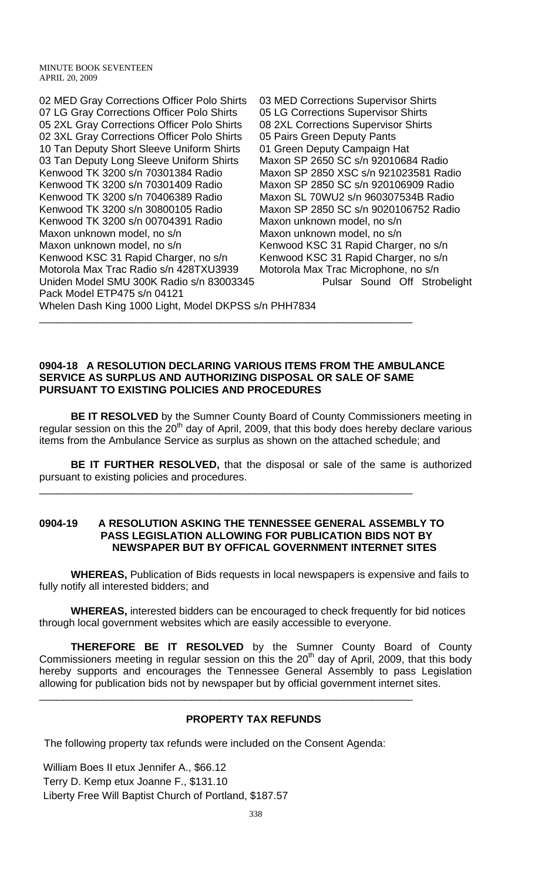02 MED Gray Corrections Officer Polo Shirts
07 LG Gray Corrections Officer Polo Shirts
05 2XL Gray Corrections Officer Polo Shirts
02 3XL Gray Corrections Officer Polo Shirts
10 Tan Deputy Short Sleeve Uniform Shirts
03 Tan Deputy Long Sleeve Uniform Shirts
Kenwood TK 3200 s/n 70301384 Radio
Kenwood TK 3200 s/n 70301409 Radio
Kenwood TK 3200 s/n 70406389 Radio
Kenwood TK 3200 s/n 30800105 Radio
Kenwood TK 3200 s/n 00704391 Radio
Maxon unknown model, no s/n
Maxon unknown model, no s/n
Kenwood KSC 31 Rapid Charger, no s/n
Motorola Max Trac Radio s/n 428TXU3939
Uniden Model SMU 300K Radio s/n 83003345
03 MED Corrections Supervisor Shirts
05 LG Corrections Supervisor Shirts
08 2XL Corrections Supervisor Shirts
05 Pairs Green Deputy Pants
01 Green Deputy Campaign Hat
Maxon SP 2650 SC s/n 92010684 Radio
Maxon SP 2850 XSC s/n 921023581 Radio
Maxon SP 2850 SC s/n 920106909 Radio
Maxon SL 70WU2 s/n 960307534B Radio
Maxon SP 2850 SC s/n 9020106752 Radio
Maxon unknown model, no s/n
Maxon unknown model, no s/n
Kenwood KSC 31 Rapid Charger, no s/n
Kenwood KSC 31 Rapid Charger, no s/n
Motorola Max Trac Microphone, no s/n
Pulsar Sound Off Strobelight Pack Model ETP475 s/n 04121
Whelen Dash King 1000 Light, Model DKPSS s/n PHH7834

---

**0904-18 A RESOLUTION DECLARING VARIOUS ITEMS FROM THE AMBULANCE SERVICE AS SURPLUS AND AUTHORIZING DISPOSAL OR SALE OF SAME PURSUANT TO EXISTING POLICIES AND PROCEDURES**

**BE IT RESOLVED** by the Sumner County Board of County Commissioners meeting in regular session on this the 20th day of April, 2009, that this body does hereby declare various items from the Ambulance Service as surplus as shown on the attached schedule; and

**BE IT FURTHER RESOLVED,** that the disposal or sale of the same is authorized pursuant to existing policies and procedures.

---

**0904-19 A RESOLUTION ASKING THE TENNESSEE GENERAL ASSEMBLY TO PASS LEGISLATION ALLOWING FOR PUBLICATION BIDS NOT BY NEWSPAPER BUT BY OFFICAL GOVERNMENT INTERNET SITES**

**WHEREAS,** Publication of Bids requests in local newspapers is expensive and fails to fully notify all interested bidders; and

**WHEREAS,** interested bidders can be encouraged to check frequently for bid notices through local government websites which are easily accessible to everyone.

**THEREFORE BE IT RESOLVED** by the Sumner County Board of County Commissioners meeting in regular session on this the 20th day of April, 2009, that this body hereby supports and encourages the Tennessee General Assembly to pass Legislation allowing for publication bids not by newspaper but by official government internet sites.

---

**PROPERTY TAX REFUNDS**

The following property tax refunds were included on the Consent Agenda:

William Boes II etux Jennifer A., $66.12
Terry D. Kemp etux Joanne F., $131.10
Liberty Free Will Baptist Church of Portland, $187.57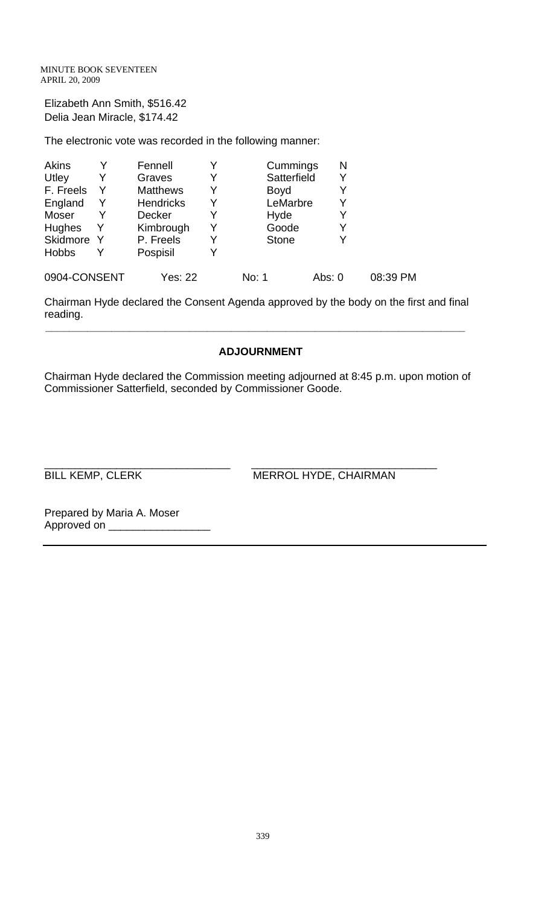Elizabeth Ann Smith, $516.42
Delia Jean Miracle, $174.42

The electronic vote was recorded in the following manner:

| | | | | | |
|---|---|---|---|---|---|
| Akins | Y | Fennell | Y | Cummings | N |
| Utley | Y | Graves | Y | Satterfield | Y |
| F. Freels | Y | Matthews | Y | Boyd | Y |
| England | Y | Hendricks | Y | LeMarbre | Y |
| Moser | Y | Decker | Y | Hyde | Y |
| Hughes | Y | Kimbrough | Y | Goode | Y |
| Skidmore | Y | P. Freels | Y | Stone | Y |
| Hobbs | Y | Pospisil | Y | | |

0904-CONSENT Yes: 22 No: 1 Abs: 0 08:39 PM

Chairman Hyde declared the Consent Agenda approved by the body on the first and final reading.

---

## ADJOURNMENT

Chairman Hyde declared the Commission meeting adjourned at 8:45 p.m. upon motion of Commissioner Satterfield, seconded by Commissioner Goode.

_____________________________ _____________________________
BILL KEMP, CLERK MERROL HYDE, CHAIRMAN

Prepared by Maria A. Moser
Approved on ________________